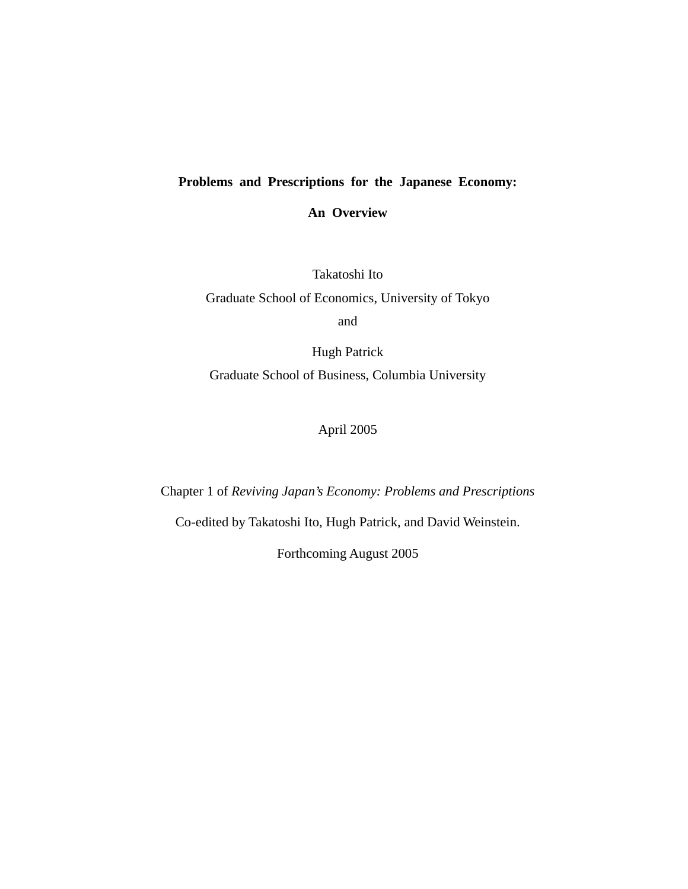# Problems and Prescriptions for the Japanese Economy:

# An Overview

Takatoshi Ito
Graduate School of Economics, University of Tokyo
and

Hugh Patrick
Graduate School of Business, Columbia University

April 2005

Chapter 1 of *Reviving Japan's Economy: Problems and Prescriptions*

Co-edited by Takatoshi Ito, Hugh Patrick, and David Weinstein.

Forthcoming August 2005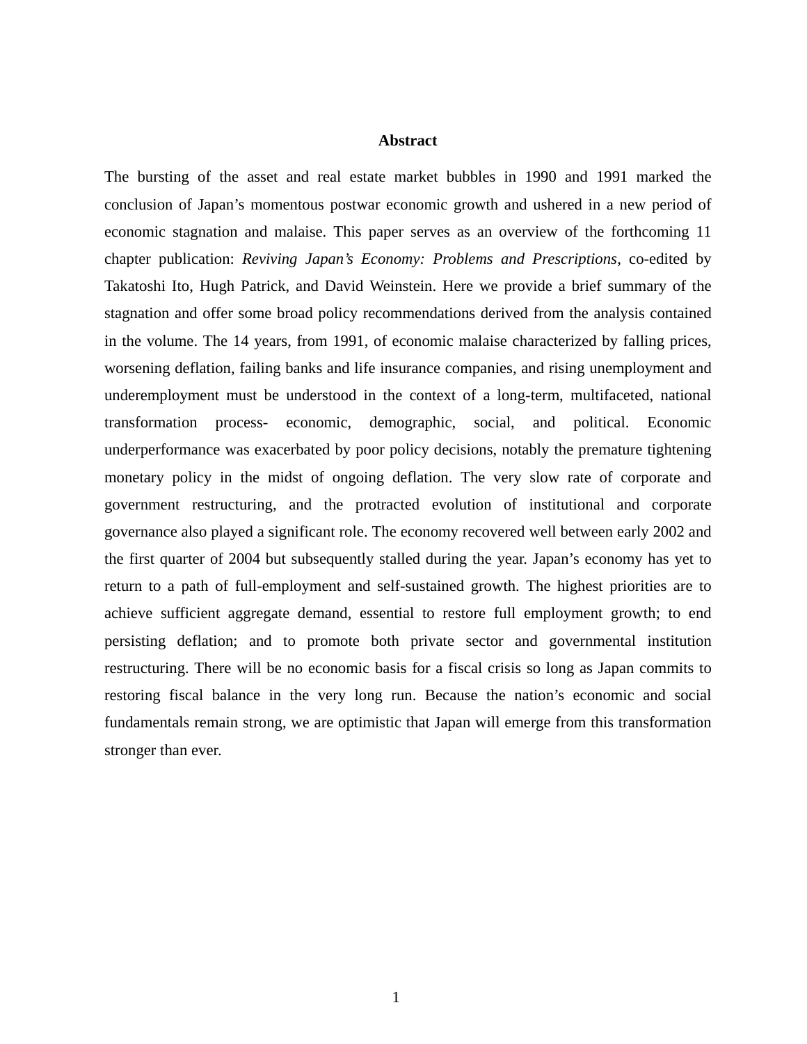## Abstract

The bursting of the asset and real estate market bubbles in 1990 and 1991 marked the conclusion of Japan's momentous postwar economic growth and ushered in a new period of economic stagnation and malaise. This paper serves as an overview of the forthcoming 11 chapter publication: *Reviving Japan's Economy: Problems and Prescriptions*, co-edited by Takatoshi Ito, Hugh Patrick, and David Weinstein. Here we provide a brief summary of the stagnation and offer some broad policy recommendations derived from the analysis contained in the volume. The 14 years, from 1991, of economic malaise characterized by falling prices, worsening deflation, failing banks and life insurance companies, and rising unemployment and underemployment must be understood in the context of a long-term, multifaceted, national transformation process- economic, demographic, social, and political. Economic underperformance was exacerbated by poor policy decisions, notably the premature tightening monetary policy in the midst of ongoing deflation. The very slow rate of corporate and government restructuring, and the protracted evolution of institutional and corporate governance also played a significant role. The economy recovered well between early 2002 and the first quarter of 2004 but subsequently stalled during the year. Japan's economy has yet to return to a path of full-employment and self-sustained growth. The highest priorities are to achieve sufficient aggregate demand, essential to restore full employment growth; to end persisting deflation; and to promote both private sector and governmental institution restructuring. There will be no economic basis for a fiscal crisis so long as Japan commits to restoring fiscal balance in the very long run. Because the nation's economic and social fundamentals remain strong, we are optimistic that Japan will emerge from this transformation stronger than ever.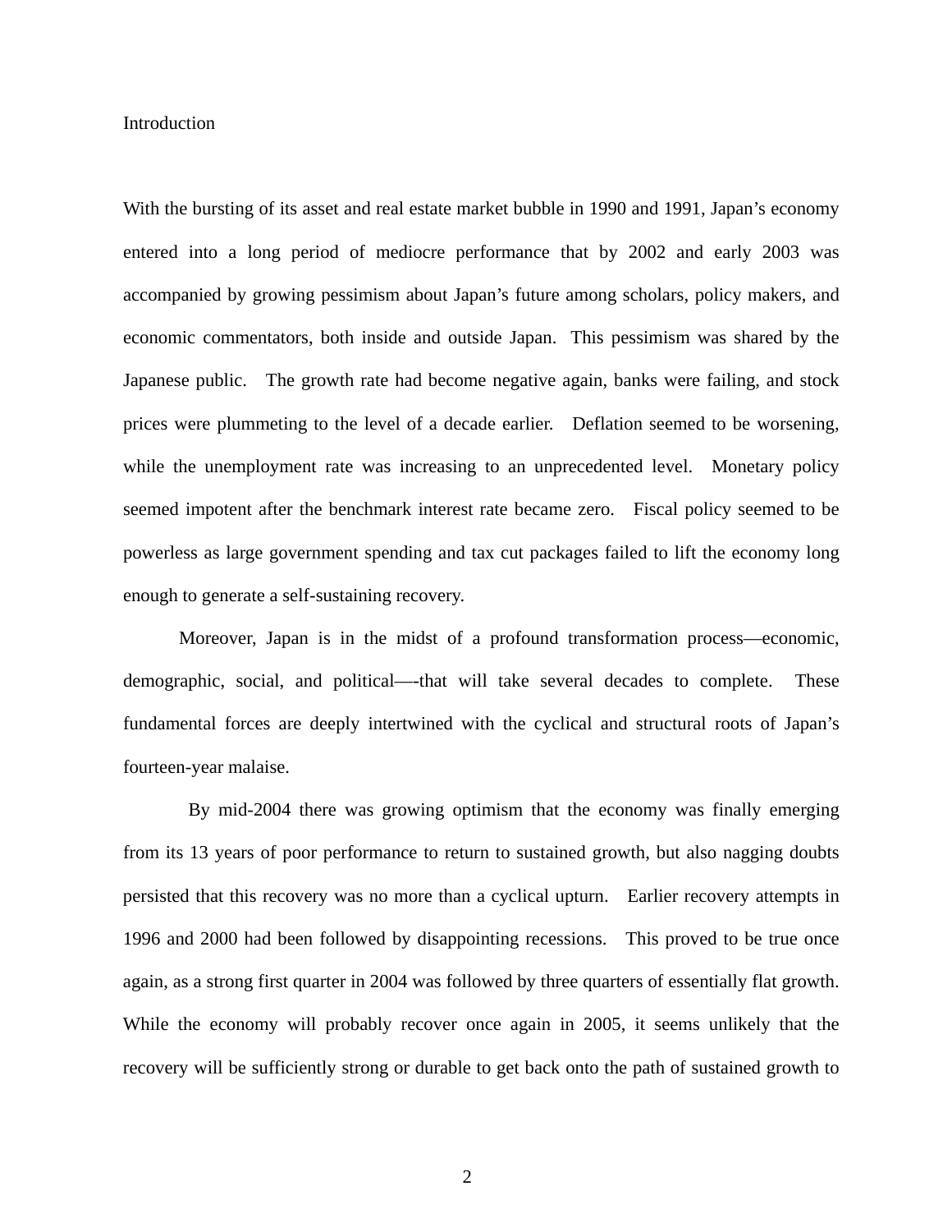## Introduction

With the bursting of its asset and real estate market bubble in 1990 and 1991, Japan's economy entered into a long period of mediocre performance that by 2002 and early 2003 was accompanied by growing pessimism about Japan's future among scholars, policy makers, and economic commentators, both inside and outside Japan. This pessimism was shared by the Japanese public. The growth rate had become negative again, banks were failing, and stock prices were plummeting to the level of a decade earlier. Deflation seemed to be worsening, while the unemployment rate was increasing to an unprecedented level. Monetary policy seemed impotent after the benchmark interest rate became zero. Fiscal policy seemed to be powerless as large government spending and tax cut packages failed to lift the economy long enough to generate a self-sustaining recovery.

Moreover, Japan is in the midst of a profound transformation process—economic, demographic, social, and political—-that will take several decades to complete. These fundamental forces are deeply intertwined with the cyclical and structural roots of Japan's fourteen-year malaise.

By mid-2004 there was growing optimism that the economy was finally emerging from its 13 years of poor performance to return to sustained growth, but also nagging doubts persisted that this recovery was no more than a cyclical upturn. Earlier recovery attempts in 1996 and 2000 had been followed by disappointing recessions. This proved to be true once again, as a strong first quarter in 2004 was followed by three quarters of essentially flat growth. While the economy will probably recover once again in 2005, it seems unlikely that the recovery will be sufficiently strong or durable to get back onto the path of sustained growth to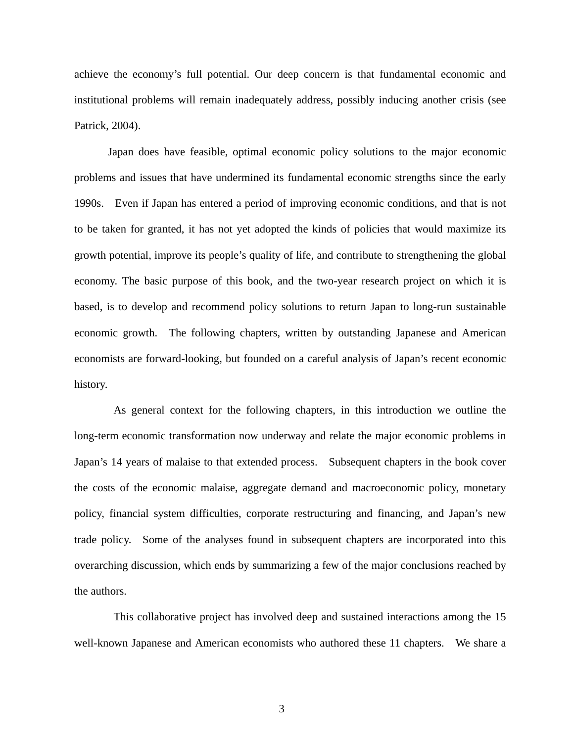achieve the economy's full potential. Our deep concern is that fundamental economic and institutional problems will remain inadequately address, possibly inducing another crisis (see Patrick, 2004).

Japan does have feasible, optimal economic policy solutions to the major economic problems and issues that have undermined its fundamental economic strengths since the early 1990s. Even if Japan has entered a period of improving economic conditions, and that is not to be taken for granted, it has not yet adopted the kinds of policies that would maximize its growth potential, improve its people's quality of life, and contribute to strengthening the global economy. The basic purpose of this book, and the two-year research project on which it is based, is to develop and recommend policy solutions to return Japan to long-run sustainable economic growth. The following chapters, written by outstanding Japanese and American economists are forward-looking, but founded on a careful analysis of Japan's recent economic history.

As general context for the following chapters, in this introduction we outline the long-term economic transformation now underway and relate the major economic problems in Japan's 14 years of malaise to that extended process. Subsequent chapters in the book cover the costs of the economic malaise, aggregate demand and macroeconomic policy, monetary policy, financial system difficulties, corporate restructuring and financing, and Japan's new trade policy. Some of the analyses found in subsequent chapters are incorporated into this overarching discussion, which ends by summarizing a few of the major conclusions reached by the authors.

This collaborative project has involved deep and sustained interactions among the 15 well-known Japanese and American economists who authored these 11 chapters. We share a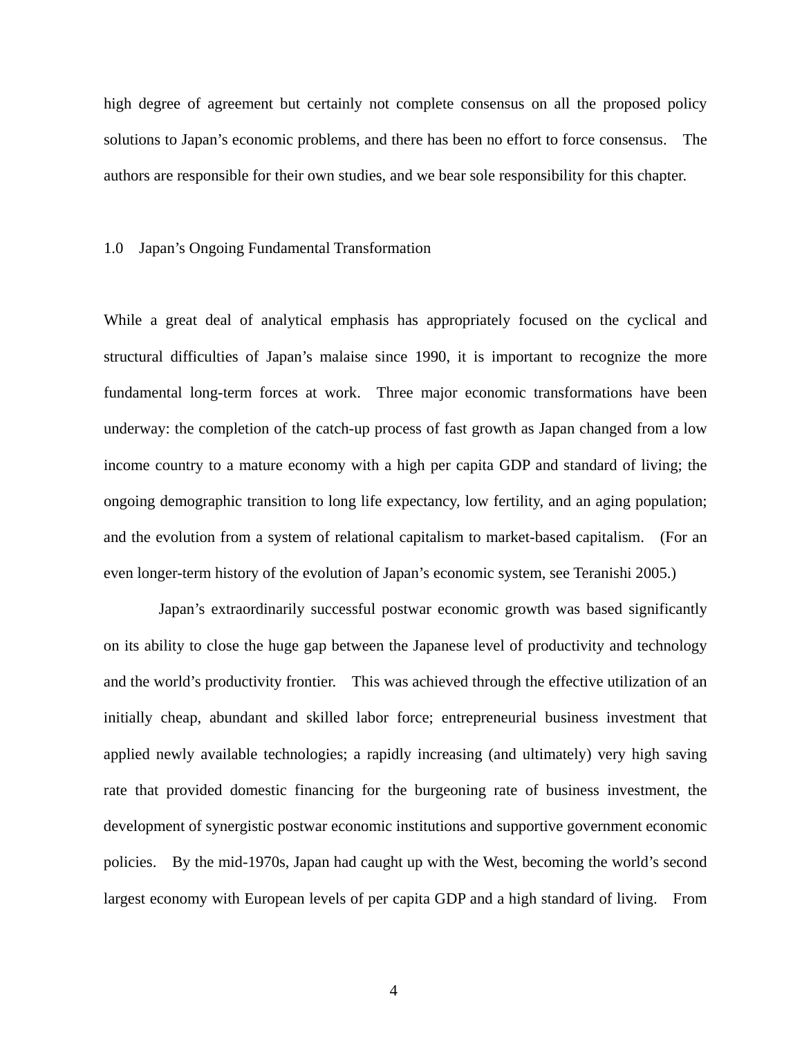high degree of agreement but certainly not complete consensus on all the proposed policy solutions to Japan's economic problems, and there has been no effort to force consensus. The authors are responsible for their own studies, and we bear sole responsibility for this chapter.

## 1.0 Japan's Ongoing Fundamental Transformation

While a great deal of analytical emphasis has appropriately focused on the cyclical and structural difficulties of Japan's malaise since 1990, it is important to recognize the more fundamental long-term forces at work. Three major economic transformations have been underway: the completion of the catch-up process of fast growth as Japan changed from a low income country to a mature economy with a high per capita GDP and standard of living; the ongoing demographic transition to long life expectancy, low fertility, and an aging population; and the evolution from a system of relational capitalism to market-based capitalism. (For an even longer-term history of the evolution of Japan's economic system, see Teranishi 2005.)

Japan's extraordinarily successful postwar economic growth was based significantly on its ability to close the huge gap between the Japanese level of productivity and technology and the world's productivity frontier. This was achieved through the effective utilization of an initially cheap, abundant and skilled labor force; entrepreneurial business investment that applied newly available technologies; a rapidly increasing (and ultimately) very high saving rate that provided domestic financing for the burgeoning rate of business investment, the development of synergistic postwar economic institutions and supportive government economic policies. By the mid-1970s, Japan had caught up with the West, becoming the world's second largest economy with European levels of per capita GDP and a high standard of living. From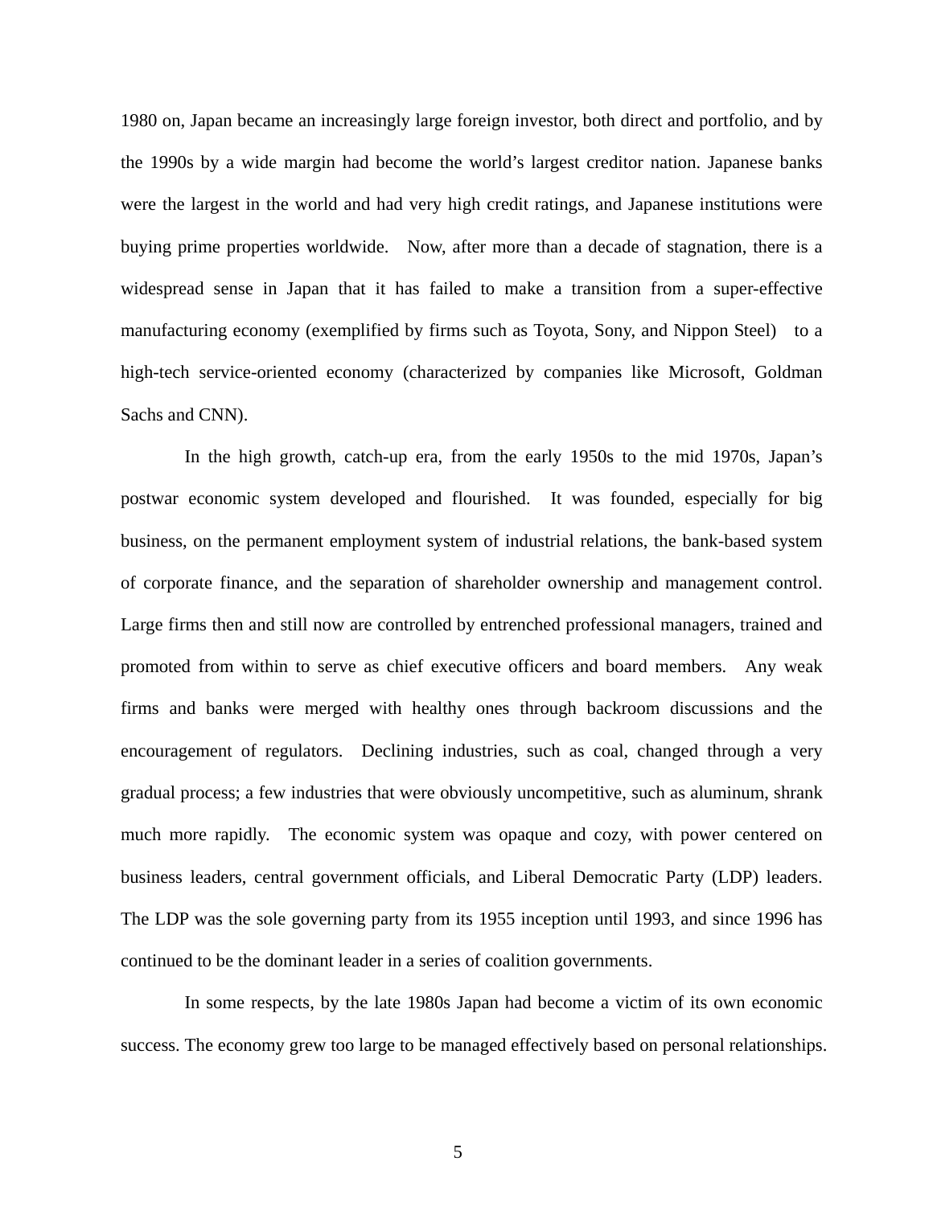1980 on, Japan became an increasingly large foreign investor, both direct and portfolio, and by the 1990s by a wide margin had become the world's largest creditor nation. Japanese banks were the largest in the world and had very high credit ratings, and Japanese institutions were buying prime properties worldwide. Now, after more than a decade of stagnation, there is a widespread sense in Japan that it has failed to make a transition from a super-effective manufacturing economy (exemplified by firms such as Toyota, Sony, and Nippon Steel) to a high-tech service-oriented economy (characterized by companies like Microsoft, Goldman Sachs and CNN).

In the high growth, catch-up era, from the early 1950s to the mid 1970s, Japan's postwar economic system developed and flourished. It was founded, especially for big business, on the permanent employment system of industrial relations, the bank-based system of corporate finance, and the separation of shareholder ownership and management control. Large firms then and still now are controlled by entrenched professional managers, trained and promoted from within to serve as chief executive officers and board members. Any weak firms and banks were merged with healthy ones through backroom discussions and the encouragement of regulators. Declining industries, such as coal, changed through a very gradual process; a few industries that were obviously uncompetitive, such as aluminum, shrank much more rapidly. The economic system was opaque and cozy, with power centered on business leaders, central government officials, and Liberal Democratic Party (LDP) leaders. The LDP was the sole governing party from its 1955 inception until 1993, and since 1996 has continued to be the dominant leader in a series of coalition governments.

In some respects, by the late 1980s Japan had become a victim of its own economic success. The economy grew too large to be managed effectively based on personal relationships.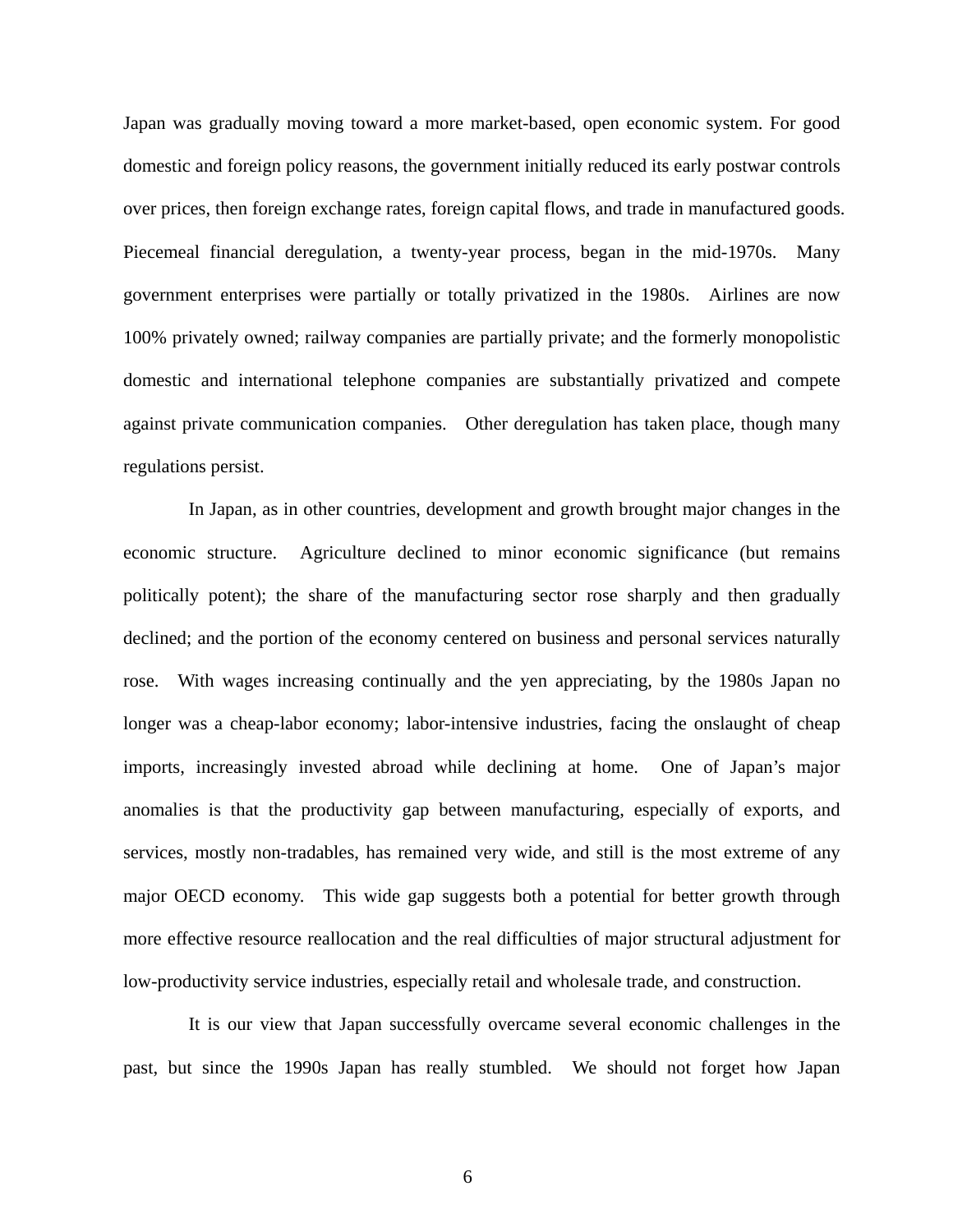Japan was gradually moving toward a more market-based, open economic system. For good domestic and foreign policy reasons, the government initially reduced its early postwar controls over prices, then foreign exchange rates, foreign capital flows, and trade in manufactured goods. Piecemeal financial deregulation, a twenty-year process, began in the mid-1970s. Many government enterprises were partially or totally privatized in the 1980s. Airlines are now 100% privately owned; railway companies are partially private; and the formerly monopolistic domestic and international telephone companies are substantially privatized and compete against private communication companies. Other deregulation has taken place, though many regulations persist.

In Japan, as in other countries, development and growth brought major changes in the economic structure. Agriculture declined to minor economic significance (but remains politically potent); the share of the manufacturing sector rose sharply and then gradually declined; and the portion of the economy centered on business and personal services naturally rose. With wages increasing continually and the yen appreciating, by the 1980s Japan no longer was a cheap-labor economy; labor-intensive industries, facing the onslaught of cheap imports, increasingly invested abroad while declining at home. One of Japan's major anomalies is that the productivity gap between manufacturing, especially of exports, and services, mostly non-tradables, has remained very wide, and still is the most extreme of any major OECD economy. This wide gap suggests both a potential for better growth through more effective resource reallocation and the real difficulties of major structural adjustment for low-productivity service industries, especially retail and wholesale trade, and construction.

It is our view that Japan successfully overcame several economic challenges in the past, but since the 1990s Japan has really stumbled. We should not forget how Japan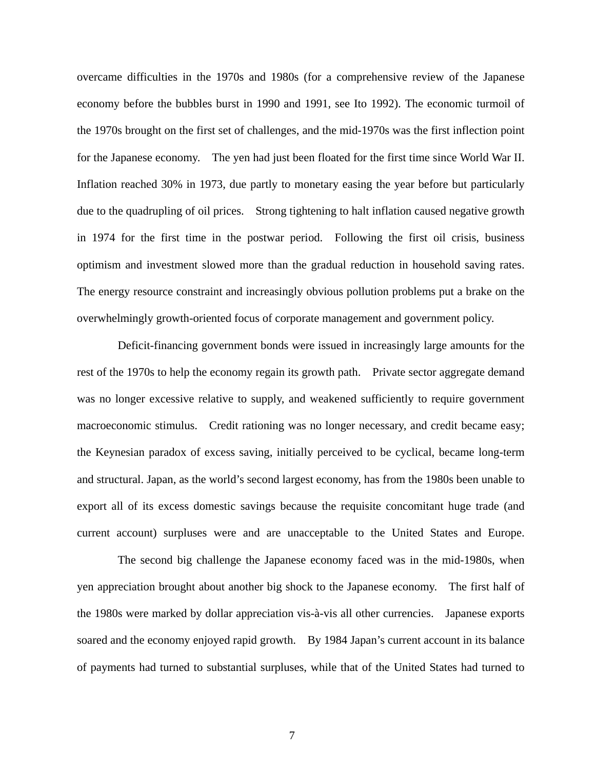overcame difficulties in the 1970s and 1980s (for a comprehensive review of the Japanese economy before the bubbles burst in 1990 and 1991, see Ito 1992). The economic turmoil of the 1970s brought on the first set of challenges, and the mid-1970s was the first inflection point for the Japanese economy. The yen had just been floated for the first time since World War II. Inflation reached 30% in 1973, due partly to monetary easing the year before but particularly due to the quadrupling of oil prices. Strong tightening to halt inflation caused negative growth in 1974 for the first time in the postwar period. Following the first oil crisis, business optimism and investment slowed more than the gradual reduction in household saving rates. The energy resource constraint and increasingly obvious pollution problems put a brake on the overwhelmingly growth-oriented focus of corporate management and government policy.

Deficit-financing government bonds were issued in increasingly large amounts for the rest of the 1970s to help the economy regain its growth path. Private sector aggregate demand was no longer excessive relative to supply, and weakened sufficiently to require government macroeconomic stimulus. Credit rationing was no longer necessary, and credit became easy; the Keynesian paradox of excess saving, initially perceived to be cyclical, became long-term and structural. Japan, as the world's second largest economy, has from the 1980s been unable to export all of its excess domestic savings because the requisite concomitant huge trade (and current account) surpluses were and are unacceptable to the United States and Europe.

The second big challenge the Japanese economy faced was in the mid-1980s, when yen appreciation brought about another big shock to the Japanese economy. The first half of the 1980s were marked by dollar appreciation vis-à-vis all other currencies. Japanese exports soared and the economy enjoyed rapid growth. By 1984 Japan's current account in its balance of payments had turned to substantial surpluses, while that of the United States had turned to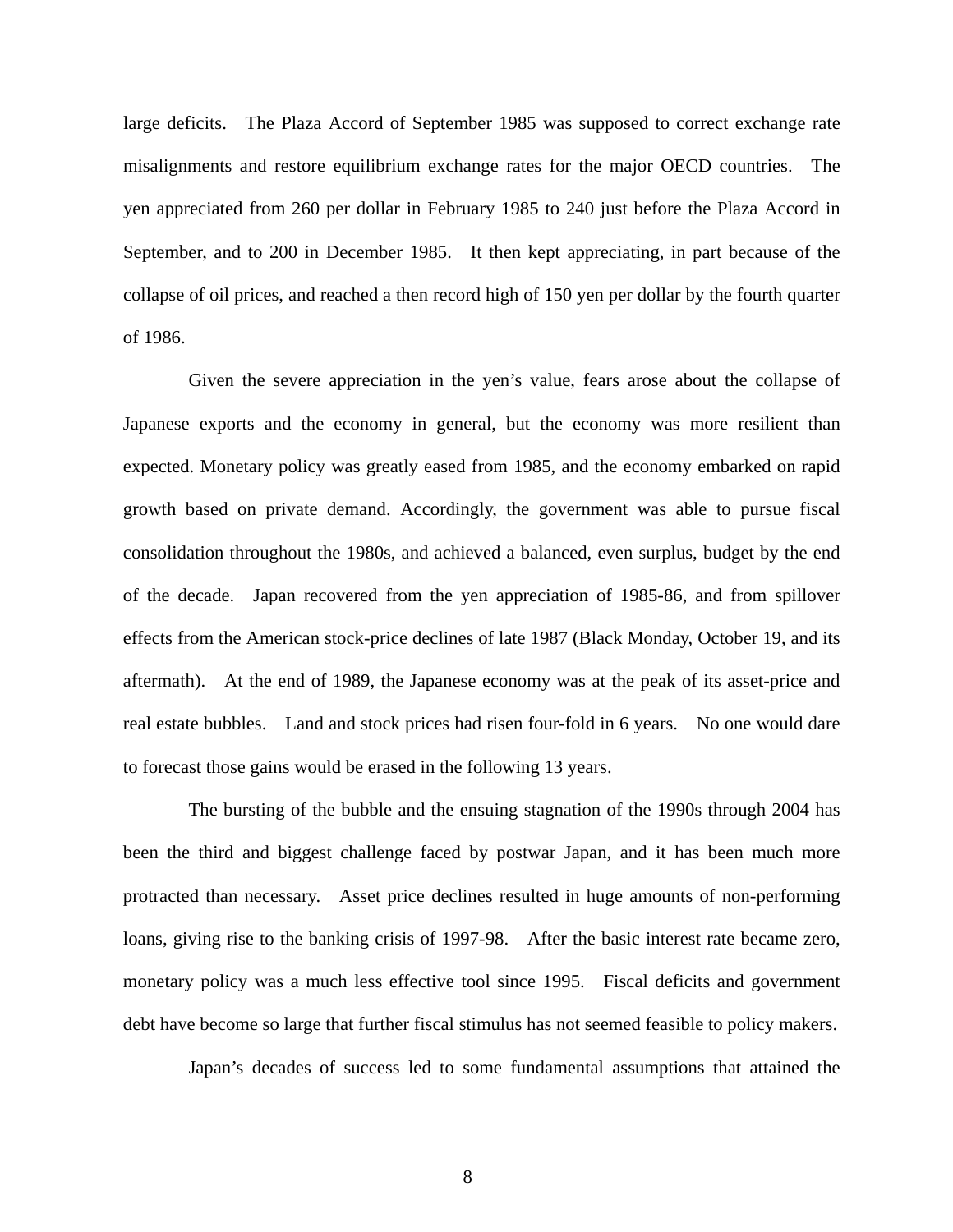large deficits. The Plaza Accord of September 1985 was supposed to correct exchange rate misalignments and restore equilibrium exchange rates for the major OECD countries. The yen appreciated from 260 per dollar in February 1985 to 240 just before the Plaza Accord in September, and to 200 in December 1985. It then kept appreciating, in part because of the collapse of oil prices, and reached a then record high of 150 yen per dollar by the fourth quarter of 1986.

Given the severe appreciation in the yen's value, fears arose about the collapse of Japanese exports and the economy in general, but the economy was more resilient than expected. Monetary policy was greatly eased from 1985, and the economy embarked on rapid growth based on private demand. Accordingly, the government was able to pursue fiscal consolidation throughout the 1980s, and achieved a balanced, even surplus, budget by the end of the decade. Japan recovered from the yen appreciation of 1985-86, and from spillover effects from the American stock-price declines of late 1987 (Black Monday, October 19, and its aftermath). At the end of 1989, the Japanese economy was at the peak of its asset-price and real estate bubbles. Land and stock prices had risen four-fold in 6 years. No one would dare to forecast those gains would be erased in the following 13 years.

The bursting of the bubble and the ensuing stagnation of the 1990s through 2004 has been the third and biggest challenge faced by postwar Japan, and it has been much more protracted than necessary. Asset price declines resulted in huge amounts of non-performing loans, giving rise to the banking crisis of 1997-98. After the basic interest rate became zero, monetary policy was a much less effective tool since 1995. Fiscal deficits and government debt have become so large that further fiscal stimulus has not seemed feasible to policy makers.

Japan's decades of success led to some fundamental assumptions that attained the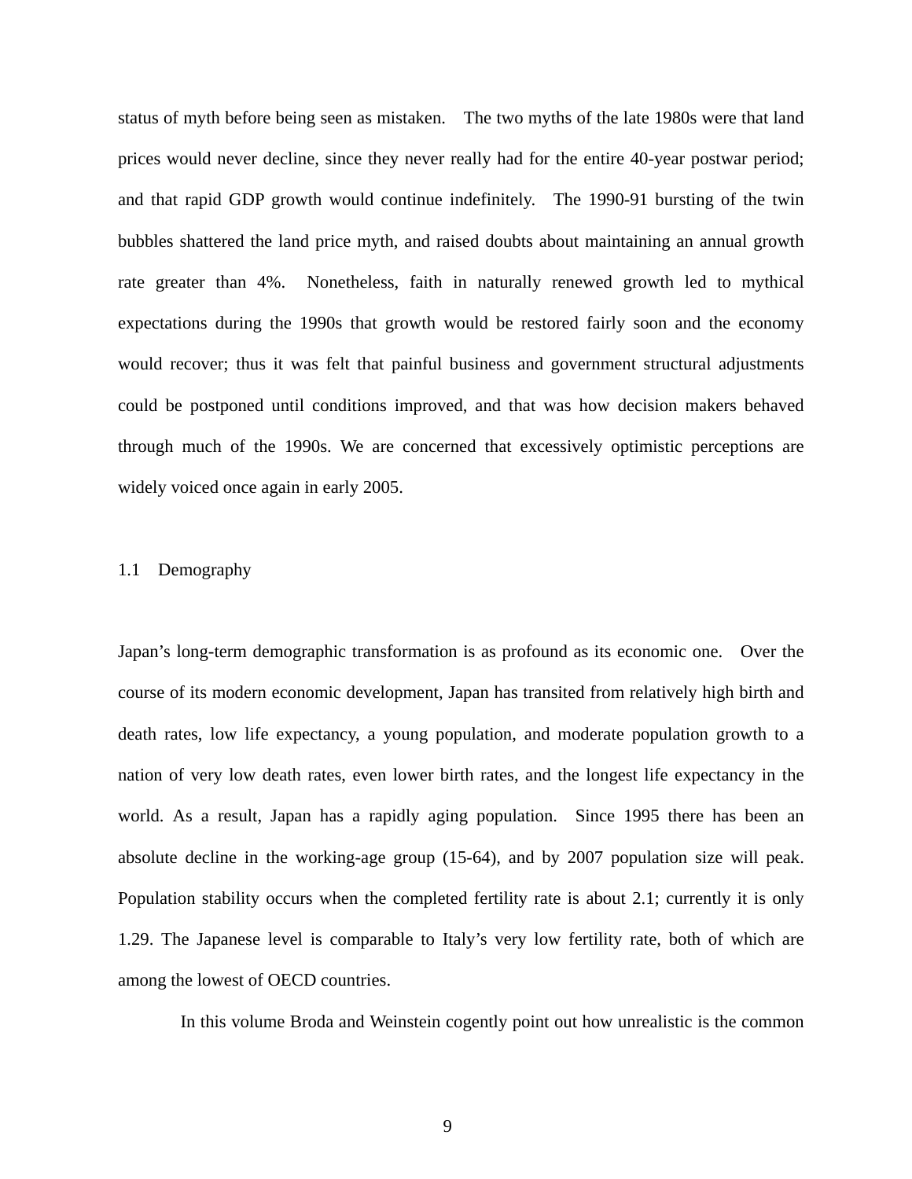status of myth before being seen as mistaken. The two myths of the late 1980s were that land prices would never decline, since they never really had for the entire 40-year postwar period; and that rapid GDP growth would continue indefinitely. The 1990-91 bursting of the twin bubbles shattered the land price myth, and raised doubts about maintaining an annual growth rate greater than 4%. Nonetheless, faith in naturally renewed growth led to mythical expectations during the 1990s that growth would be restored fairly soon and the economy would recover; thus it was felt that painful business and government structural adjustments could be postponed until conditions improved, and that was how decision makers behaved through much of the 1990s. We are concerned that excessively optimistic perceptions are widely voiced once again in early 2005.

## 1.1 Demography

Japan's long-term demographic transformation is as profound as its economic one. Over the course of its modern economic development, Japan has transited from relatively high birth and death rates, low life expectancy, a young population, and moderate population growth to a nation of very low death rates, even lower birth rates, and the longest life expectancy in the world. As a result, Japan has a rapidly aging population. Since 1995 there has been an absolute decline in the working-age group (15-64), and by 2007 population size will peak. Population stability occurs when the completed fertility rate is about 2.1; currently it is only 1.29. The Japanese level is comparable to Italy's very low fertility rate, both of which are among the lowest of OECD countries.

In this volume Broda and Weinstein cogently point out how unrealistic is the common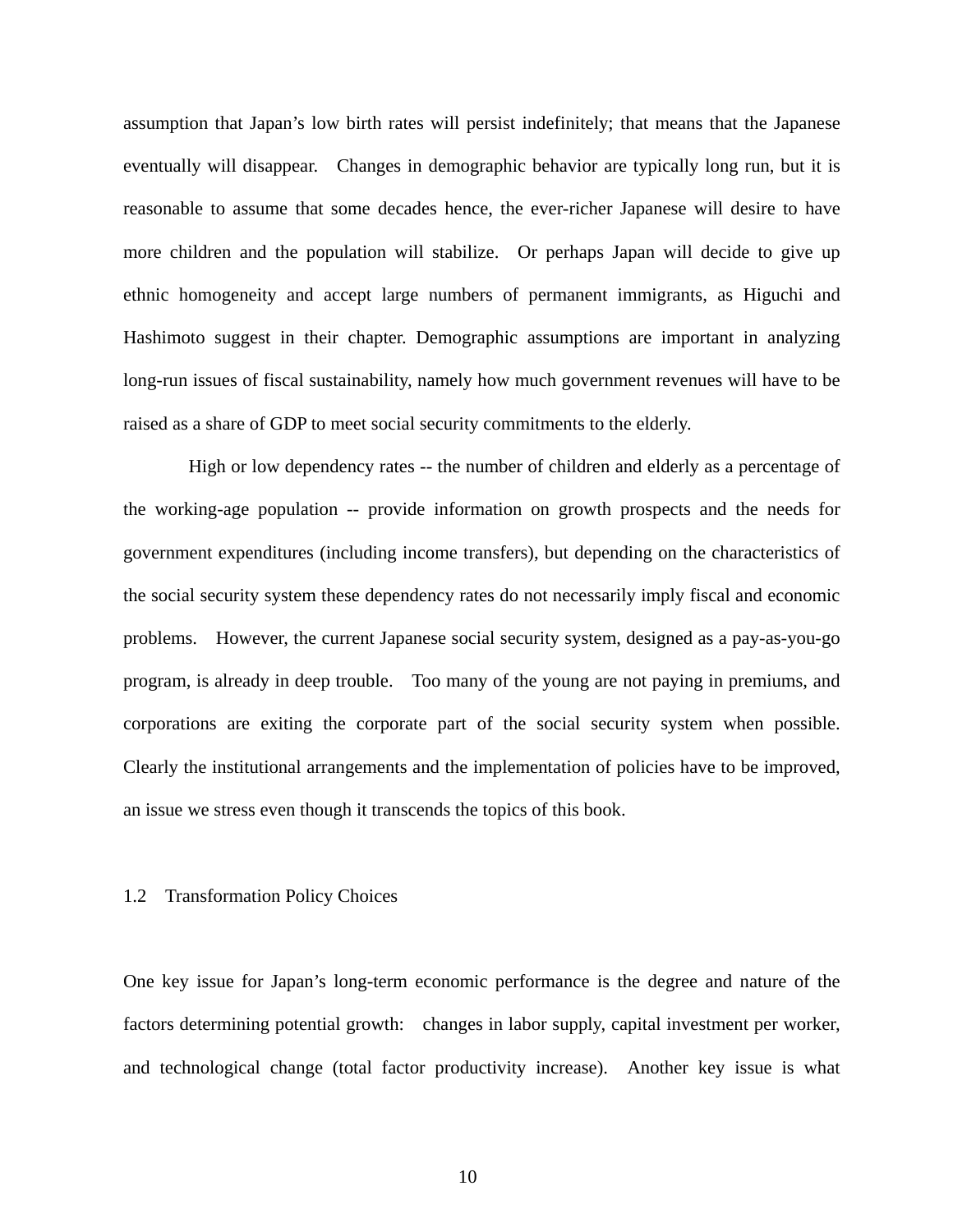assumption that Japan's low birth rates will persist indefinitely; that means that the Japanese eventually will disappear. Changes in demographic behavior are typically long run, but it is reasonable to assume that some decades hence, the ever-richer Japanese will desire to have more children and the population will stabilize. Or perhaps Japan will decide to give up ethnic homogeneity and accept large numbers of permanent immigrants, as Higuchi and Hashimoto suggest in their chapter. Demographic assumptions are important in analyzing long-run issues of fiscal sustainability, namely how much government revenues will have to be raised as a share of GDP to meet social security commitments to the elderly.

High or low dependency rates -- the number of children and elderly as a percentage of the working-age population -- provide information on growth prospects and the needs for government expenditures (including income transfers), but depending on the characteristics of the social security system these dependency rates do not necessarily imply fiscal and economic problems. However, the current Japanese social security system, designed as a pay-as-you-go program, is already in deep trouble. Too many of the young are not paying in premiums, and corporations are exiting the corporate part of the social security system when possible. Clearly the institutional arrangements and the implementation of policies have to be improved, an issue we stress even though it transcends the topics of this book.

## 1.2 Transformation Policy Choices

One key issue for Japan's long-term economic performance is the degree and nature of the factors determining potential growth: changes in labor supply, capital investment per worker, and technological change (total factor productivity increase). Another key issue is what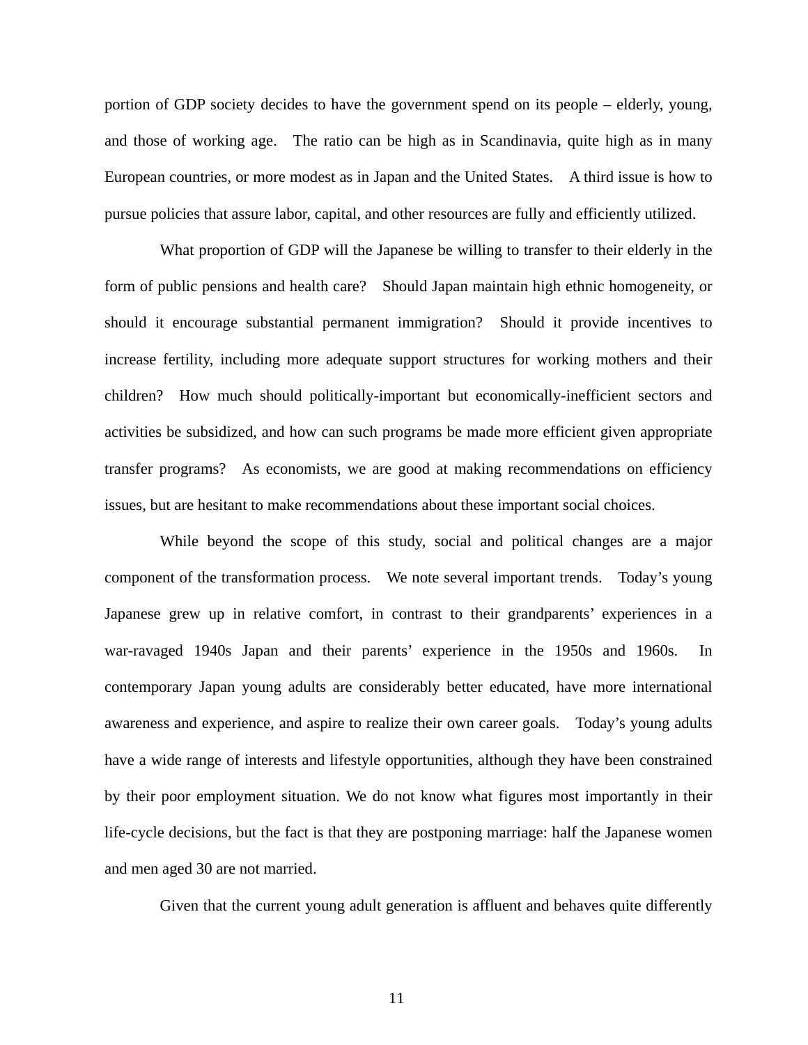portion of GDP society decides to have the government spend on its people – elderly, young, and those of working age. The ratio can be high as in Scandinavia, quite high as in many European countries, or more modest as in Japan and the United States. A third issue is how to pursue policies that assure labor, capital, and other resources are fully and efficiently utilized.

What proportion of GDP will the Japanese be willing to transfer to their elderly in the form of public pensions and health care? Should Japan maintain high ethnic homogeneity, or should it encourage substantial permanent immigration? Should it provide incentives to increase fertility, including more adequate support structures for working mothers and their children? How much should politically-important but economically-inefficient sectors and activities be subsidized, and how can such programs be made more efficient given appropriate transfer programs? As economists, we are good at making recommendations on efficiency issues, but are hesitant to make recommendations about these important social choices.

While beyond the scope of this study, social and political changes are a major component of the transformation process. We note several important trends. Today's young Japanese grew up in relative comfort, in contrast to their grandparents' experiences in a war-ravaged 1940s Japan and their parents' experience in the 1950s and 1960s. In contemporary Japan young adults are considerably better educated, have more international awareness and experience, and aspire to realize their own career goals. Today's young adults have a wide range of interests and lifestyle opportunities, although they have been constrained by their poor employment situation. We do not know what figures most importantly in their life-cycle decisions, but the fact is that they are postponing marriage: half the Japanese women and men aged 30 are not married.

Given that the current young adult generation is affluent and behaves quite differently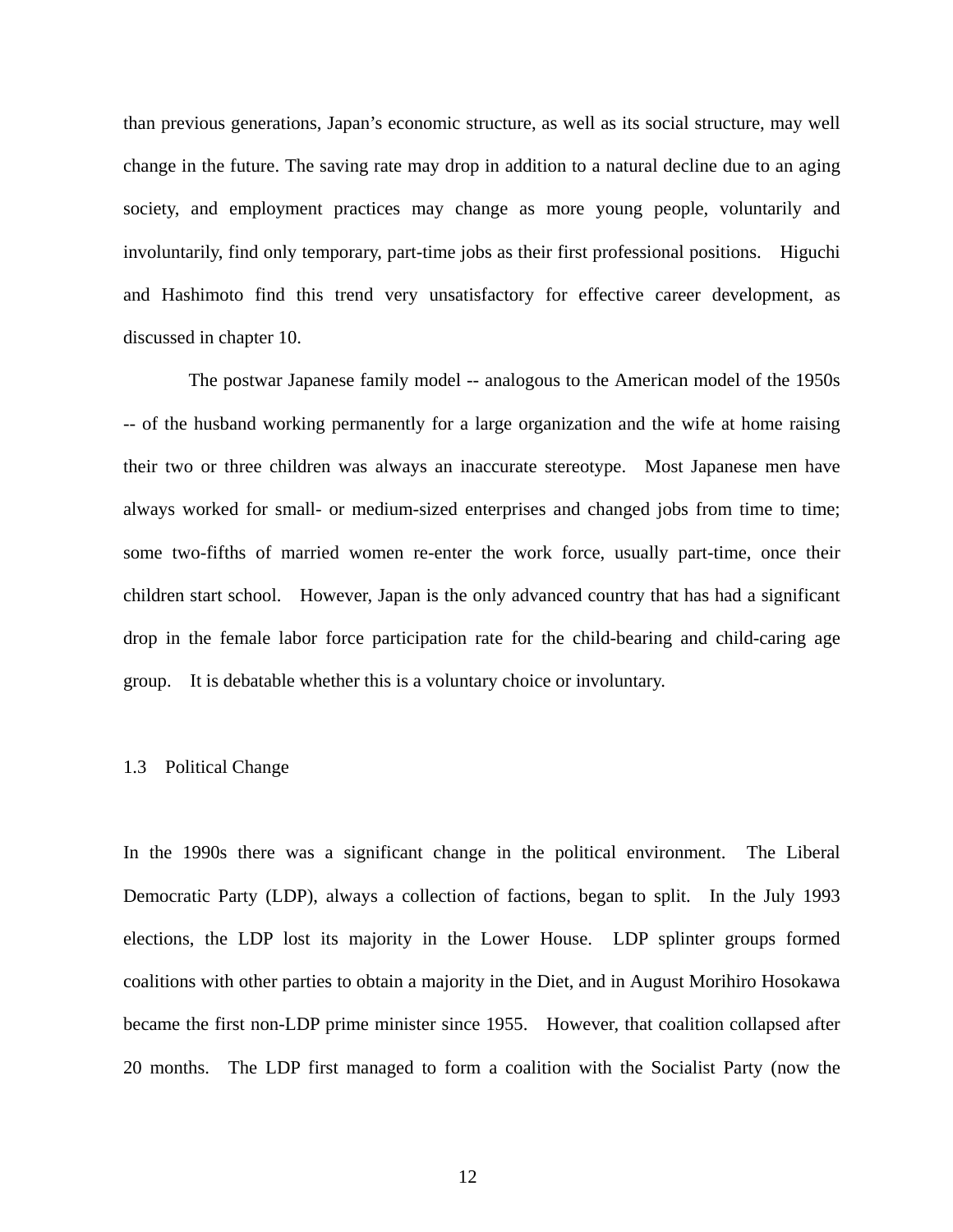than previous generations, Japan's economic structure, as well as its social structure, may well change in the future. The saving rate may drop in addition to a natural decline due to an aging society, and employment practices may change as more young people, voluntarily and involuntarily, find only temporary, part-time jobs as their first professional positions. Higuchi and Hashimoto find this trend very unsatisfactory for effective career development, as discussed in chapter 10.

The postwar Japanese family model -- analogous to the American model of the 1950s -- of the husband working permanently for a large organization and the wife at home raising their two or three children was always an inaccurate stereotype. Most Japanese men have always worked for small- or medium-sized enterprises and changed jobs from time to time; some two-fifths of married women re-enter the work force, usually part-time, once their children start school. However, Japan is the only advanced country that has had a significant drop in the female labor force participation rate for the child-bearing and child-caring age group. It is debatable whether this is a voluntary choice or involuntary.

## 1.3 Political Change

In the 1990s there was a significant change in the political environment. The Liberal Democratic Party (LDP), always a collection of factions, began to split. In the July 1993 elections, the LDP lost its majority in the Lower House. LDP splinter groups formed coalitions with other parties to obtain a majority in the Diet, and in August Morihiro Hosokawa became the first non-LDP prime minister since 1955. However, that coalition collapsed after 20 months. The LDP first managed to form a coalition with the Socialist Party (now the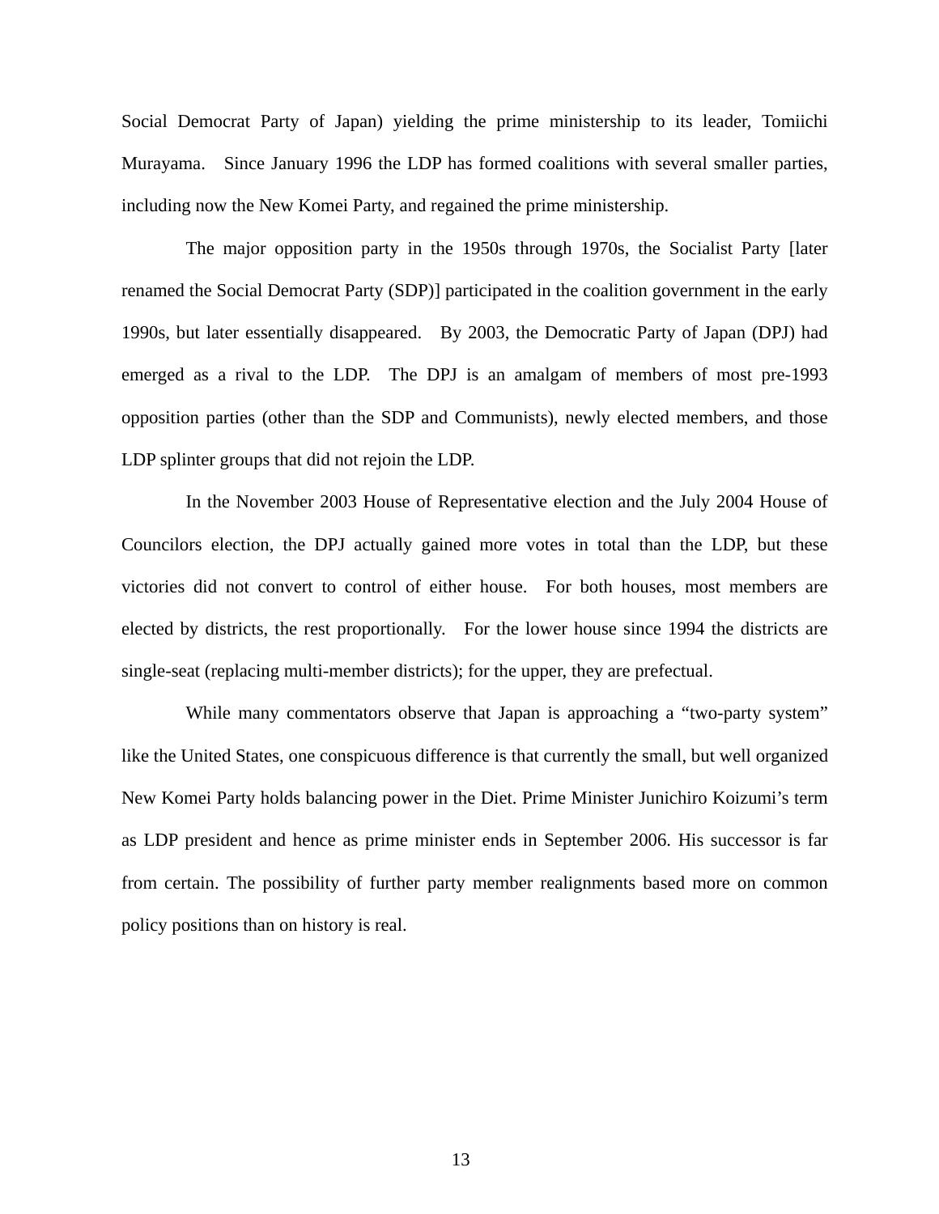Social Democrat Party of Japan) yielding the prime ministership to its leader, Tomiichi Murayama. Since January 1996 the LDP has formed coalitions with several smaller parties, including now the New Komei Party, and regained the prime ministership.

The major opposition party in the 1950s through 1970s, the Socialist Party [later renamed the Social Democrat Party (SDP)] participated in the coalition government in the early 1990s, but later essentially disappeared. By 2003, the Democratic Party of Japan (DPJ) had emerged as a rival to the LDP. The DPJ is an amalgam of members of most pre-1993 opposition parties (other than the SDP and Communists), newly elected members, and those LDP splinter groups that did not rejoin the LDP.

In the November 2003 House of Representative election and the July 2004 House of Councilors election, the DPJ actually gained more votes in total than the LDP, but these victories did not convert to control of either house. For both houses, most members are elected by districts, the rest proportionally. For the lower house since 1994 the districts are single-seat (replacing multi-member districts); for the upper, they are prefectual.

While many commentators observe that Japan is approaching a "two-party system" like the United States, one conspicuous difference is that currently the small, but well organized New Komei Party holds balancing power in the Diet. Prime Minister Junichiro Koizumi's term as LDP president and hence as prime minister ends in September 2006. His successor is far from certain. The possibility of further party member realignments based more on common policy positions than on history is real.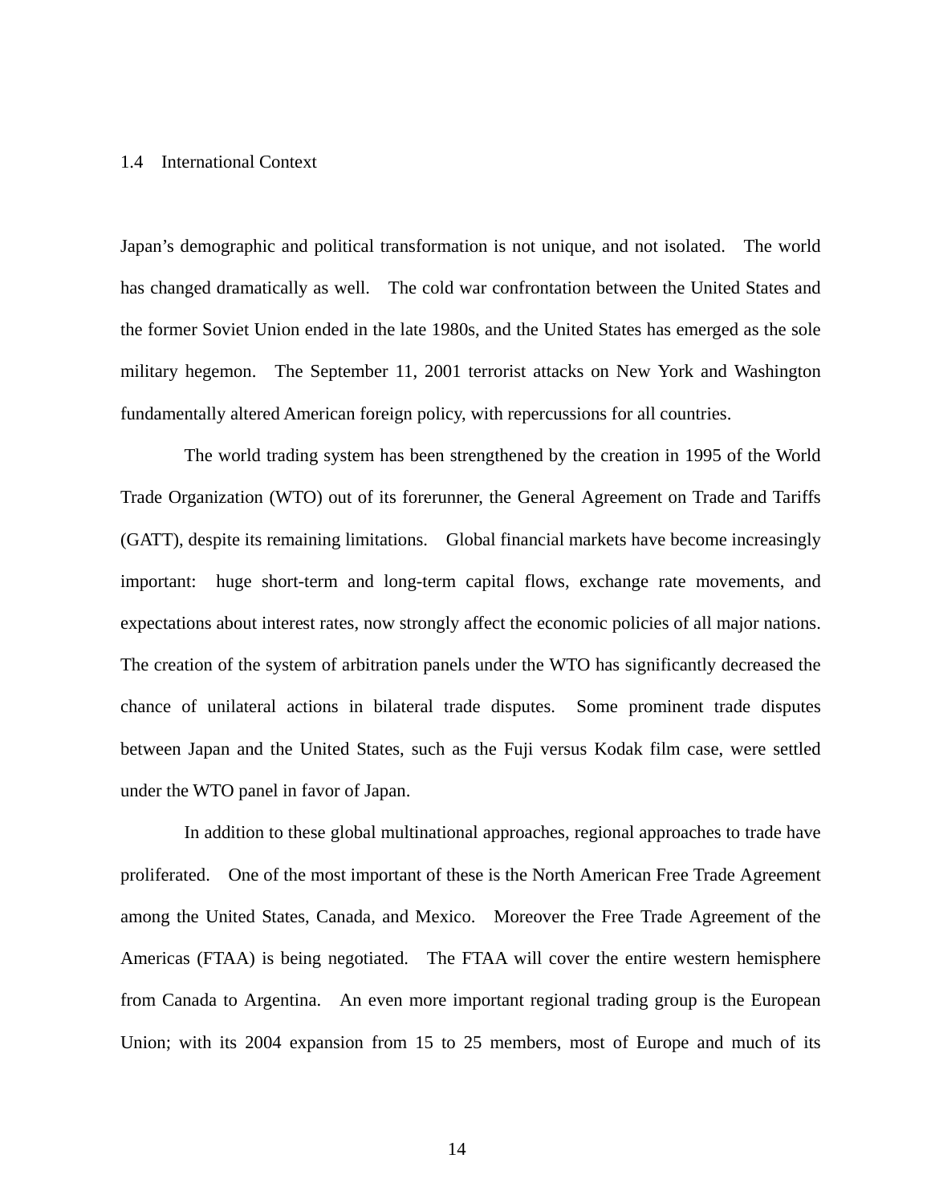## 1.4 International Context

Japan's demographic and political transformation is not unique, and not isolated. The world has changed dramatically as well. The cold war confrontation between the United States and the former Soviet Union ended in the late 1980s, and the United States has emerged as the sole military hegemon. The September 11, 2001 terrorist attacks on New York and Washington fundamentally altered American foreign policy, with repercussions for all countries.

The world trading system has been strengthened by the creation in 1995 of the World Trade Organization (WTO) out of its forerunner, the General Agreement on Trade and Tariffs (GATT), despite its remaining limitations. Global financial markets have become increasingly important: huge short-term and long-term capital flows, exchange rate movements, and expectations about interest rates, now strongly affect the economic policies of all major nations. The creation of the system of arbitration panels under the WTO has significantly decreased the chance of unilateral actions in bilateral trade disputes. Some prominent trade disputes between Japan and the United States, such as the Fuji versus Kodak film case, were settled under the WTO panel in favor of Japan.

In addition to these global multinational approaches, regional approaches to trade have proliferated. One of the most important of these is the North American Free Trade Agreement among the United States, Canada, and Mexico. Moreover the Free Trade Agreement of the Americas (FTAA) is being negotiated. The FTAA will cover the entire western hemisphere from Canada to Argentina. An even more important regional trading group is the European Union; with its 2004 expansion from 15 to 25 members, most of Europe and much of its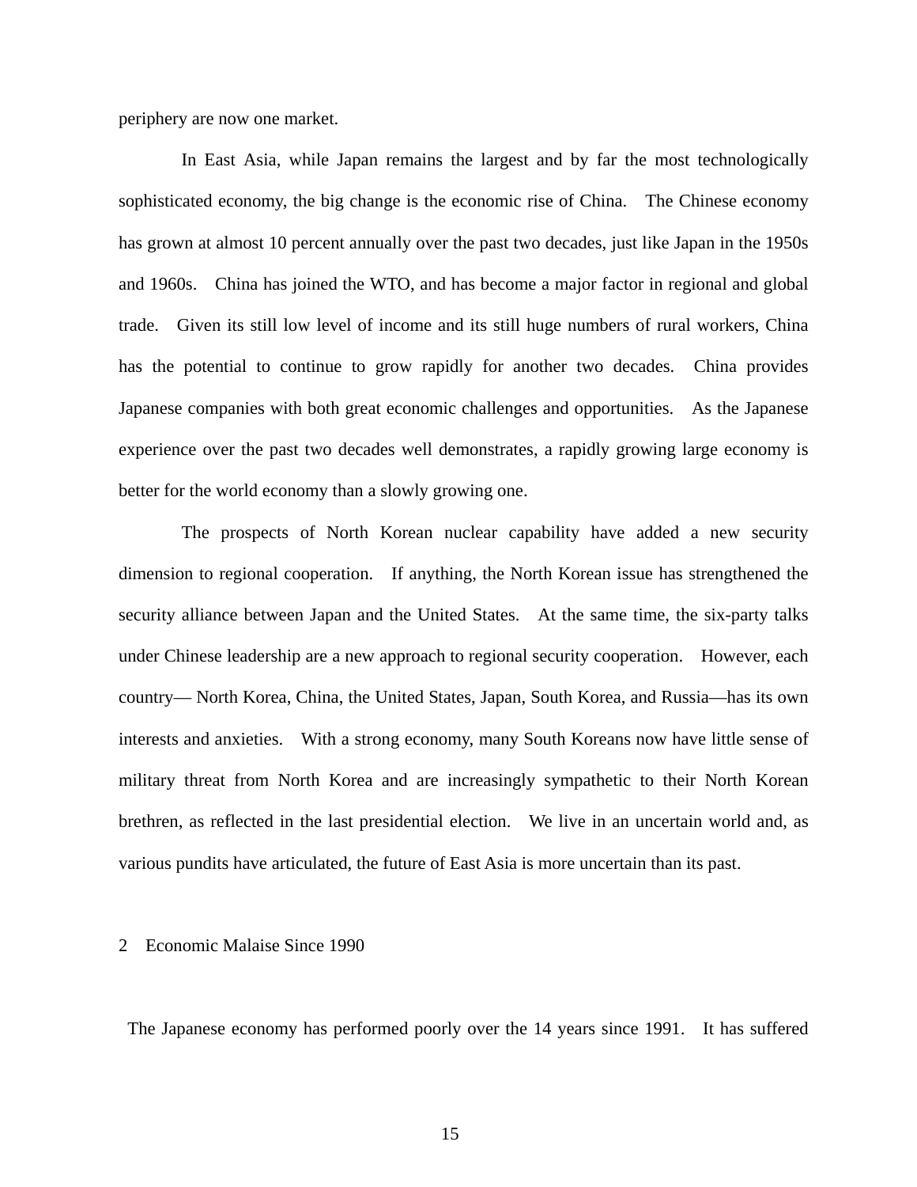periphery are now one market.

In East Asia, while Japan remains the largest and by far the most technologically sophisticated economy, the big change is the economic rise of China. The Chinese economy has grown at almost 10 percent annually over the past two decades, just like Japan in the 1950s and 1960s. China has joined the WTO, and has become a major factor in regional and global trade. Given its still low level of income and its still huge numbers of rural workers, China has the potential to continue to grow rapidly for another two decades. China provides Japanese companies with both great economic challenges and opportunities. As the Japanese experience over the past two decades well demonstrates, a rapidly growing large economy is better for the world economy than a slowly growing one.

The prospects of North Korean nuclear capability have added a new security dimension to regional cooperation. If anything, the North Korean issue has strengthened the security alliance between Japan and the United States. At the same time, the six-party talks under Chinese leadership are a new approach to regional security cooperation. However, each country— North Korea, China, the United States, Japan, South Korea, and Russia—has its own interests and anxieties. With a strong economy, many South Koreans now have little sense of military threat from North Korea and are increasingly sympathetic to their North Korean brethren, as reflected in the last presidential election. We live in an uncertain world and, as various pundits have articulated, the future of East Asia is more uncertain than its past.

## 2 Economic Malaise Since 1990

The Japanese economy has performed poorly over the 14 years since 1991. It has suffered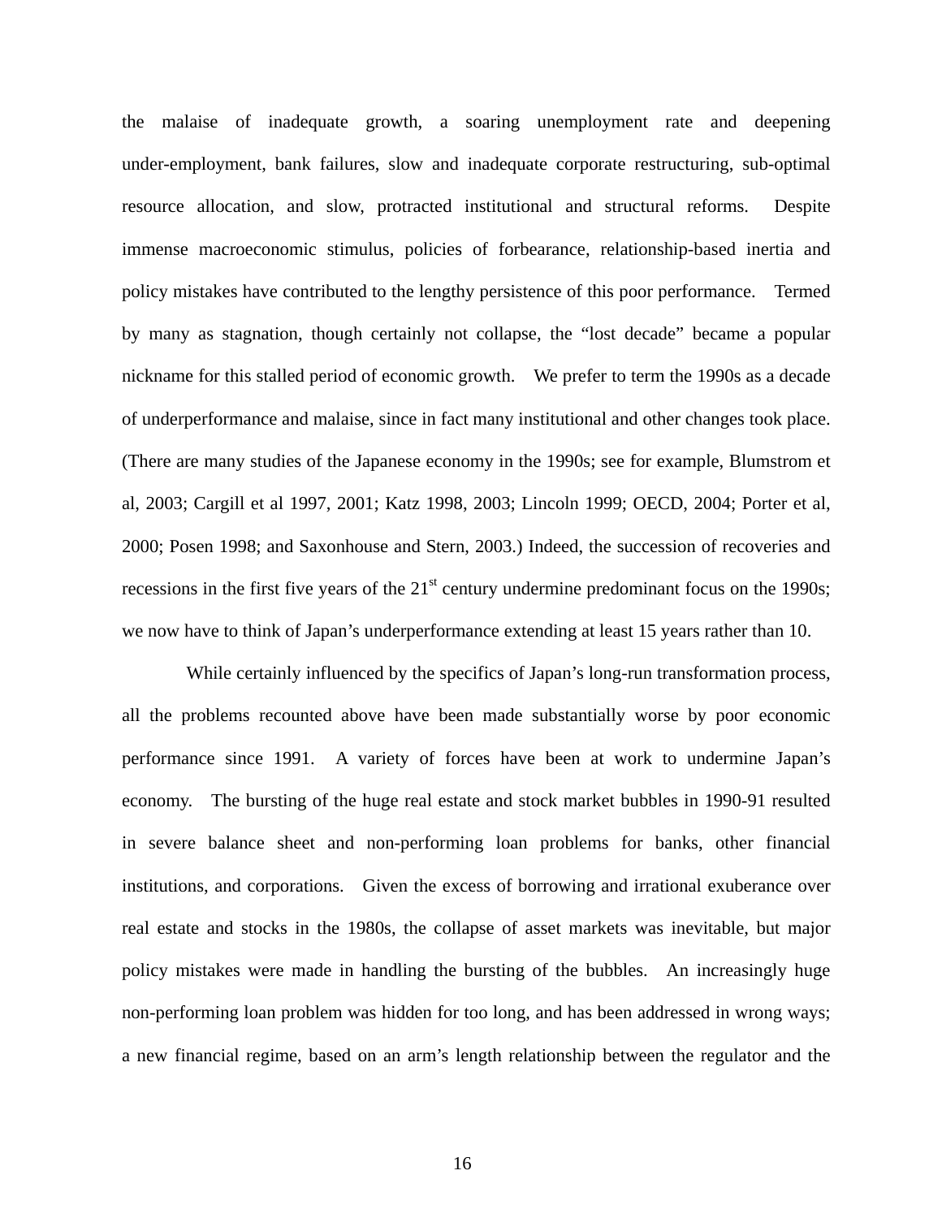the malaise of inadequate growth, a soaring unemployment rate and deepening under-employment, bank failures, slow and inadequate corporate restructuring, sub-optimal resource allocation, and slow, protracted institutional and structural reforms. Despite immense macroeconomic stimulus, policies of forbearance, relationship-based inertia and policy mistakes have contributed to the lengthy persistence of this poor performance. Termed by many as stagnation, though certainly not collapse, the "lost decade" became a popular nickname for this stalled period of economic growth. We prefer to term the 1990s as a decade of underperformance and malaise, since in fact many institutional and other changes took place. (There are many studies of the Japanese economy in the 1990s; see for example, Blumstrom et al, 2003; Cargill et al 1997, 2001; Katz 1998, 2003; Lincoln 1999; OECD, 2004; Porter et al, 2000; Posen 1998; and Saxonhouse and Stern, 2003.) Indeed, the succession of recoveries and recessions in the first five years of the 21st century undermine predominant focus on the 1990s; we now have to think of Japan's underperformance extending at least 15 years rather than 10.

While certainly influenced by the specifics of Japan's long-run transformation process, all the problems recounted above have been made substantially worse by poor economic performance since 1991. A variety of forces have been at work to undermine Japan's economy. The bursting of the huge real estate and stock market bubbles in 1990-91 resulted in severe balance sheet and non-performing loan problems for banks, other financial institutions, and corporations. Given the excess of borrowing and irrational exuberance over real estate and stocks in the 1980s, the collapse of asset markets was inevitable, but major policy mistakes were made in handling the bursting of the bubbles. An increasingly huge non-performing loan problem was hidden for too long, and has been addressed in wrong ways; a new financial regime, based on an arm's length relationship between the regulator and the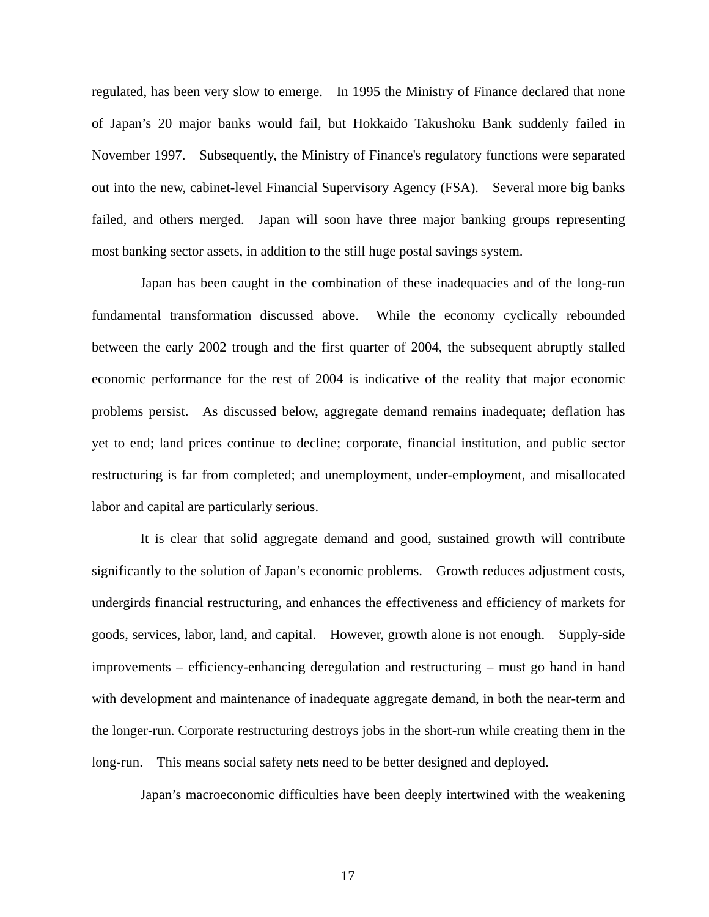regulated, has been very slow to emerge. In 1995 the Ministry of Finance declared that none of Japan's 20 major banks would fail, but Hokkaido Takushoku Bank suddenly failed in November 1997. Subsequently, the Ministry of Finance's regulatory functions were separated out into the new, cabinet-level Financial Supervisory Agency (FSA). Several more big banks failed, and others merged. Japan will soon have three major banking groups representing most banking sector assets, in addition to the still huge postal savings system.

Japan has been caught in the combination of these inadequacies and of the long-run fundamental transformation discussed above. While the economy cyclically rebounded between the early 2002 trough and the first quarter of 2004, the subsequent abruptly stalled economic performance for the rest of 2004 is indicative of the reality that major economic problems persist. As discussed below, aggregate demand remains inadequate; deflation has yet to end; land prices continue to decline; corporate, financial institution, and public sector restructuring is far from completed; and unemployment, under-employment, and misallocated labor and capital are particularly serious.

It is clear that solid aggregate demand and good, sustained growth will contribute significantly to the solution of Japan's economic problems. Growth reduces adjustment costs, undergirds financial restructuring, and enhances the effectiveness and efficiency of markets for goods, services, labor, land, and capital. However, growth alone is not enough. Supply-side improvements – efficiency-enhancing deregulation and restructuring – must go hand in hand with development and maintenance of inadequate aggregate demand, in both the near-term and the longer-run. Corporate restructuring destroys jobs in the short-run while creating them in the long-run. This means social safety nets need to be better designed and deployed.

Japan's macroeconomic difficulties have been deeply intertwined with the weakening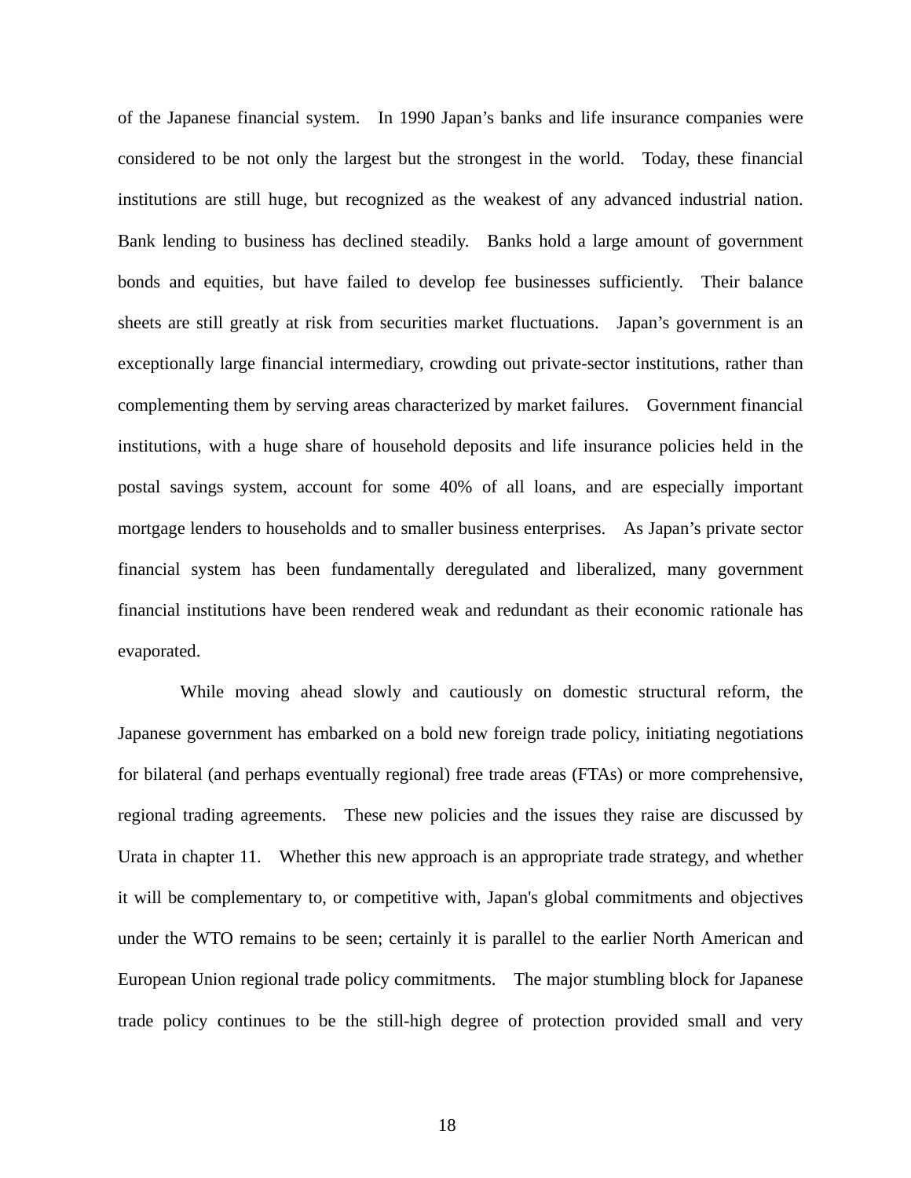of the Japanese financial system. In 1990 Japan's banks and life insurance companies were considered to be not only the largest but the strongest in the world. Today, these financial institutions are still huge, but recognized as the weakest of any advanced industrial nation. Bank lending to business has declined steadily. Banks hold a large amount of government bonds and equities, but have failed to develop fee businesses sufficiently. Their balance sheets are still greatly at risk from securities market fluctuations. Japan's government is an exceptionally large financial intermediary, crowding out private-sector institutions, rather than complementing them by serving areas characterized by market failures. Government financial institutions, with a huge share of household deposits and life insurance policies held in the postal savings system, account for some 40% of all loans, and are especially important mortgage lenders to households and to smaller business enterprises. As Japan's private sector financial system has been fundamentally deregulated and liberalized, many government financial institutions have been rendered weak and redundant as their economic rationale has evaporated.

While moving ahead slowly and cautiously on domestic structural reform, the Japanese government has embarked on a bold new foreign trade policy, initiating negotiations for bilateral (and perhaps eventually regional) free trade areas (FTAs) or more comprehensive, regional trading agreements. These new policies and the issues they raise are discussed by Urata in chapter 11. Whether this new approach is an appropriate trade strategy, and whether it will be complementary to, or competitive with, Japan's global commitments and objectives under the WTO remains to be seen; certainly it is parallel to the earlier North American and European Union regional trade policy commitments. The major stumbling block for Japanese trade policy continues to be the still-high degree of protection provided small and very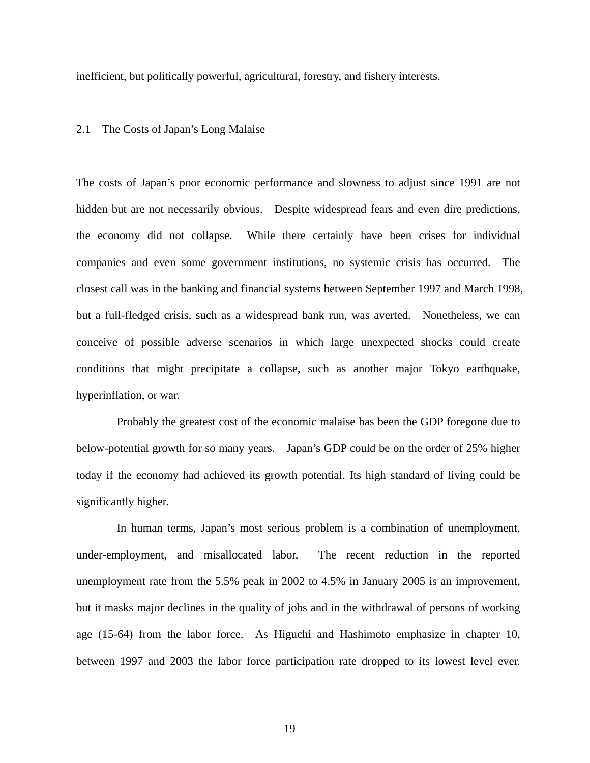inefficient, but politically powerful, agricultural, forestry, and fishery interests.

## 2.1 The Costs of Japan's Long Malaise

The costs of Japan's poor economic performance and slowness to adjust since 1991 are not hidden but are not necessarily obvious. Despite widespread fears and even dire predictions, the economy did not collapse. While there certainly have been crises for individual companies and even some government institutions, no systemic crisis has occurred. The closest call was in the banking and financial systems between September 1997 and March 1998, but a full-fledged crisis, such as a widespread bank run, was averted. Nonetheless, we can conceive of possible adverse scenarios in which large unexpected shocks could create conditions that might precipitate a collapse, such as another major Tokyo earthquake, hyperinflation, or war.

Probably the greatest cost of the economic malaise has been the GDP foregone due to below-potential growth for so many years. Japan's GDP could be on the order of 25% higher today if the economy had achieved its growth potential. Its high standard of living could be significantly higher.

In human terms, Japan's most serious problem is a combination of unemployment, under-employment, and misallocated labor. The recent reduction in the reported unemployment rate from the 5.5% peak in 2002 to 4.5% in January 2005 is an improvement, but it masks major declines in the quality of jobs and in the withdrawal of persons of working age (15-64) from the labor force. As Higuchi and Hashimoto emphasize in chapter 10, between 1997 and 2003 the labor force participation rate dropped to its lowest level ever.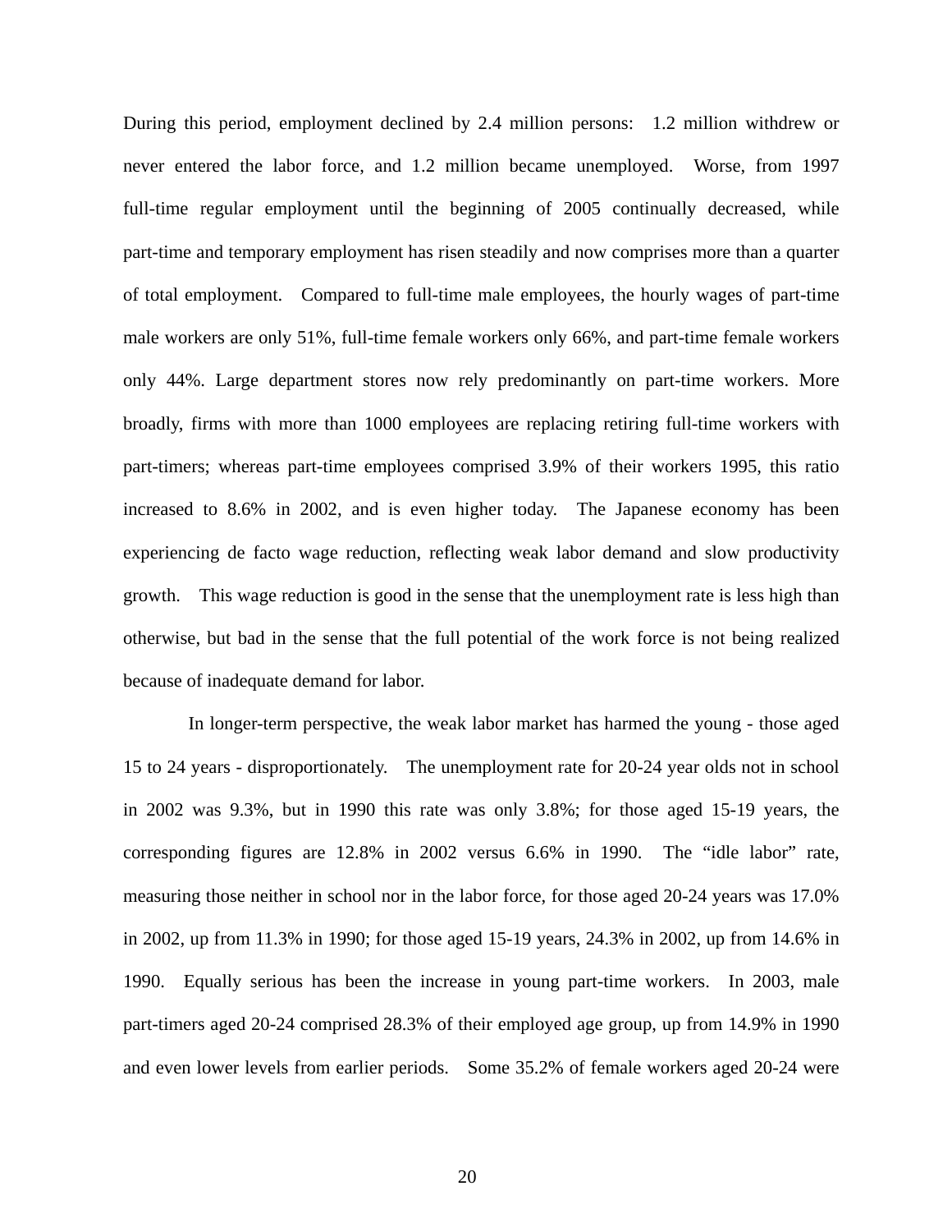During this period, employment declined by 2.4 million persons: 1.2 million withdrew or never entered the labor force, and 1.2 million became unemployed. Worse, from 1997 full-time regular employment until the beginning of 2005 continually decreased, while part-time and temporary employment has risen steadily and now comprises more than a quarter of total employment. Compared to full-time male employees, the hourly wages of part-time male workers are only 51%, full-time female workers only 66%, and part-time female workers only 44%. Large department stores now rely predominantly on part-time workers. More broadly, firms with more than 1000 employees are replacing retiring full-time workers with part-timers; whereas part-time employees comprised 3.9% of their workers 1995, this ratio increased to 8.6% in 2002, and is even higher today. The Japanese economy has been experiencing de facto wage reduction, reflecting weak labor demand and slow productivity growth. This wage reduction is good in the sense that the unemployment rate is less high than otherwise, but bad in the sense that the full potential of the work force is not being realized because of inadequate demand for labor.

In longer-term perspective, the weak labor market has harmed the young - those aged 15 to 24 years - disproportionately. The unemployment rate for 20-24 year olds not in school in 2002 was 9.3%, but in 1990 this rate was only 3.8%; for those aged 15-19 years, the corresponding figures are 12.8% in 2002 versus 6.6% in 1990. The "idle labor" rate, measuring those neither in school nor in the labor force, for those aged 20-24 years was 17.0% in 2002, up from 11.3% in 1990; for those aged 15-19 years, 24.3% in 2002, up from 14.6% in 1990. Equally serious has been the increase in young part-time workers. In 2003, male part-timers aged 20-24 comprised 28.3% of their employed age group, up from 14.9% in 1990 and even lower levels from earlier periods. Some 35.2% of female workers aged 20-24 were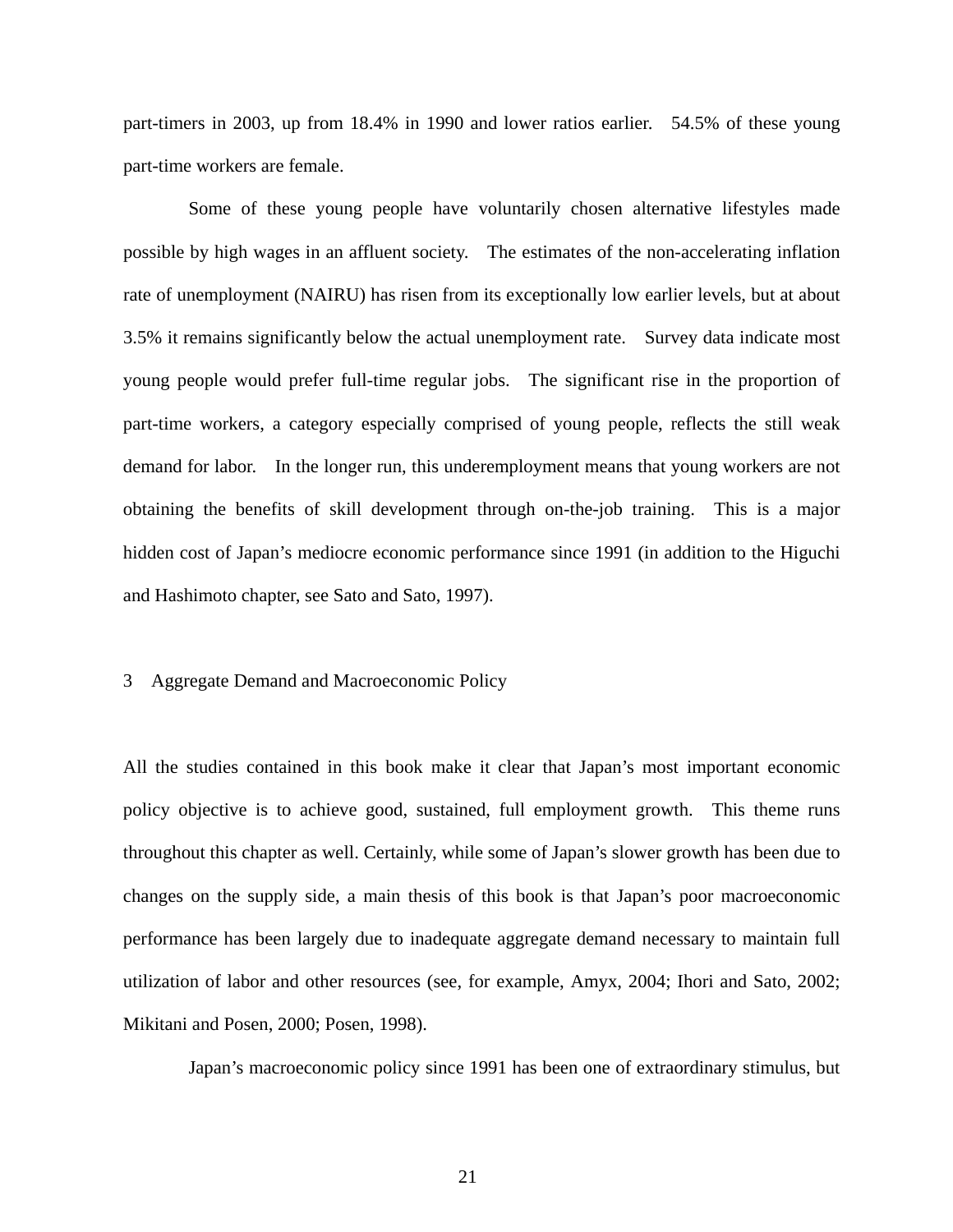part-timers in 2003, up from 18.4% in 1990 and lower ratios earlier. 54.5% of these young part-time workers are female.

Some of these young people have voluntarily chosen alternative lifestyles made possible by high wages in an affluent society. The estimates of the non-accelerating inflation rate of unemployment (NAIRU) has risen from its exceptionally low earlier levels, but at about 3.5% it remains significantly below the actual unemployment rate. Survey data indicate most young people would prefer full-time regular jobs. The significant rise in the proportion of part-time workers, a category especially comprised of young people, reflects the still weak demand for labor. In the longer run, this underemployment means that young workers are not obtaining the benefits of skill development through on-the-job training. This is a major hidden cost of Japan's mediocre economic performance since 1991 (in addition to the Higuchi and Hashimoto chapter, see Sato and Sato, 1997).

## 3 Aggregate Demand and Macroeconomic Policy

All the studies contained in this book make it clear that Japan's most important economic policy objective is to achieve good, sustained, full employment growth. This theme runs throughout this chapter as well. Certainly, while some of Japan's slower growth has been due to changes on the supply side, a main thesis of this book is that Japan's poor macroeconomic performance has been largely due to inadequate aggregate demand necessary to maintain full utilization of labor and other resources (see, for example, Amyx, 2004; Ihori and Sato, 2002; Mikitani and Posen, 2000; Posen, 1998).

Japan's macroeconomic policy since 1991 has been one of extraordinary stimulus, but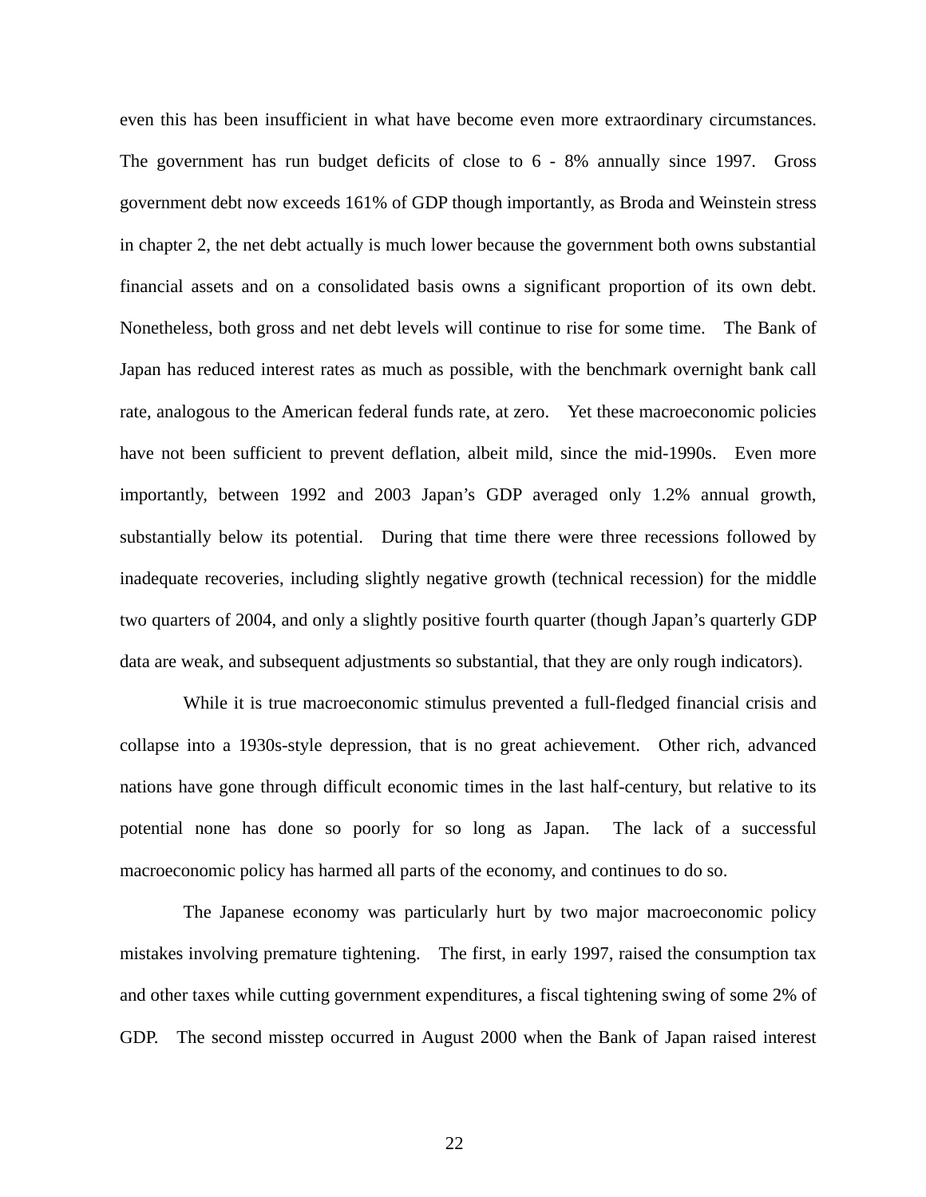even this has been insufficient in what have become even more extraordinary circumstances. The government has run budget deficits of close to 6 - 8% annually since 1997. Gross government debt now exceeds 161% of GDP though importantly, as Broda and Weinstein stress in chapter 2, the net debt actually is much lower because the government both owns substantial financial assets and on a consolidated basis owns a significant proportion of its own debt. Nonetheless, both gross and net debt levels will continue to rise for some time. The Bank of Japan has reduced interest rates as much as possible, with the benchmark overnight bank call rate, analogous to the American federal funds rate, at zero. Yet these macroeconomic policies have not been sufficient to prevent deflation, albeit mild, since the mid-1990s. Even more importantly, between 1992 and 2003 Japan's GDP averaged only 1.2% annual growth, substantially below its potential. During that time there were three recessions followed by inadequate recoveries, including slightly negative growth (technical recession) for the middle two quarters of 2004, and only a slightly positive fourth quarter (though Japan's quarterly GDP data are weak, and subsequent adjustments so substantial, that they are only rough indicators).

While it is true macroeconomic stimulus prevented a full-fledged financial crisis and collapse into a 1930s-style depression, that is no great achievement. Other rich, advanced nations have gone through difficult economic times in the last half-century, but relative to its potential none has done so poorly for so long as Japan. The lack of a successful macroeconomic policy has harmed all parts of the economy, and continues to do so.

The Japanese economy was particularly hurt by two major macroeconomic policy mistakes involving premature tightening. The first, in early 1997, raised the consumption tax and other taxes while cutting government expenditures, a fiscal tightening swing of some 2% of GDP. The second misstep occurred in August 2000 when the Bank of Japan raised interest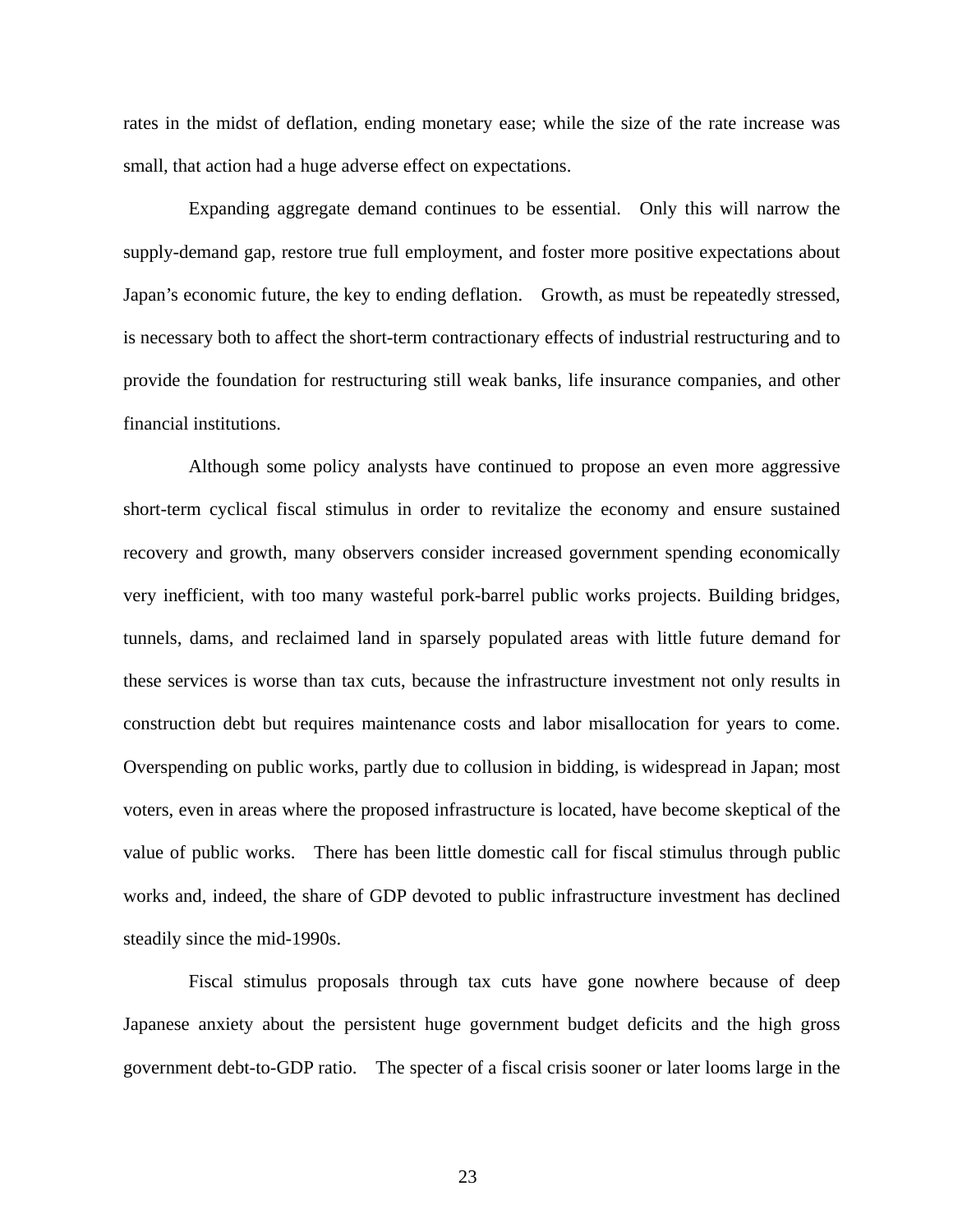rates in the midst of deflation, ending monetary ease; while the size of the rate increase was small, that action had a huge adverse effect on expectations.

Expanding aggregate demand continues to be essential. Only this will narrow the supply-demand gap, restore true full employment, and foster more positive expectations about Japan's economic future, the key to ending deflation. Growth, as must be repeatedly stressed, is necessary both to affect the short-term contractionary effects of industrial restructuring and to provide the foundation for restructuring still weak banks, life insurance companies, and other financial institutions.

Although some policy analysts have continued to propose an even more aggressive short-term cyclical fiscal stimulus in order to revitalize the economy and ensure sustained recovery and growth, many observers consider increased government spending economically very inefficient, with too many wasteful pork-barrel public works projects. Building bridges, tunnels, dams, and reclaimed land in sparsely populated areas with little future demand for these services is worse than tax cuts, because the infrastructure investment not only results in construction debt but requires maintenance costs and labor misallocation for years to come. Overspending on public works, partly due to collusion in bidding, is widespread in Japan; most voters, even in areas where the proposed infrastructure is located, have become skeptical of the value of public works. There has been little domestic call for fiscal stimulus through public works and, indeed, the share of GDP devoted to public infrastructure investment has declined steadily since the mid-1990s.

Fiscal stimulus proposals through tax cuts have gone nowhere because of deep Japanese anxiety about the persistent huge government budget deficits and the high gross government debt-to-GDP ratio. The specter of a fiscal crisis sooner or later looms large in the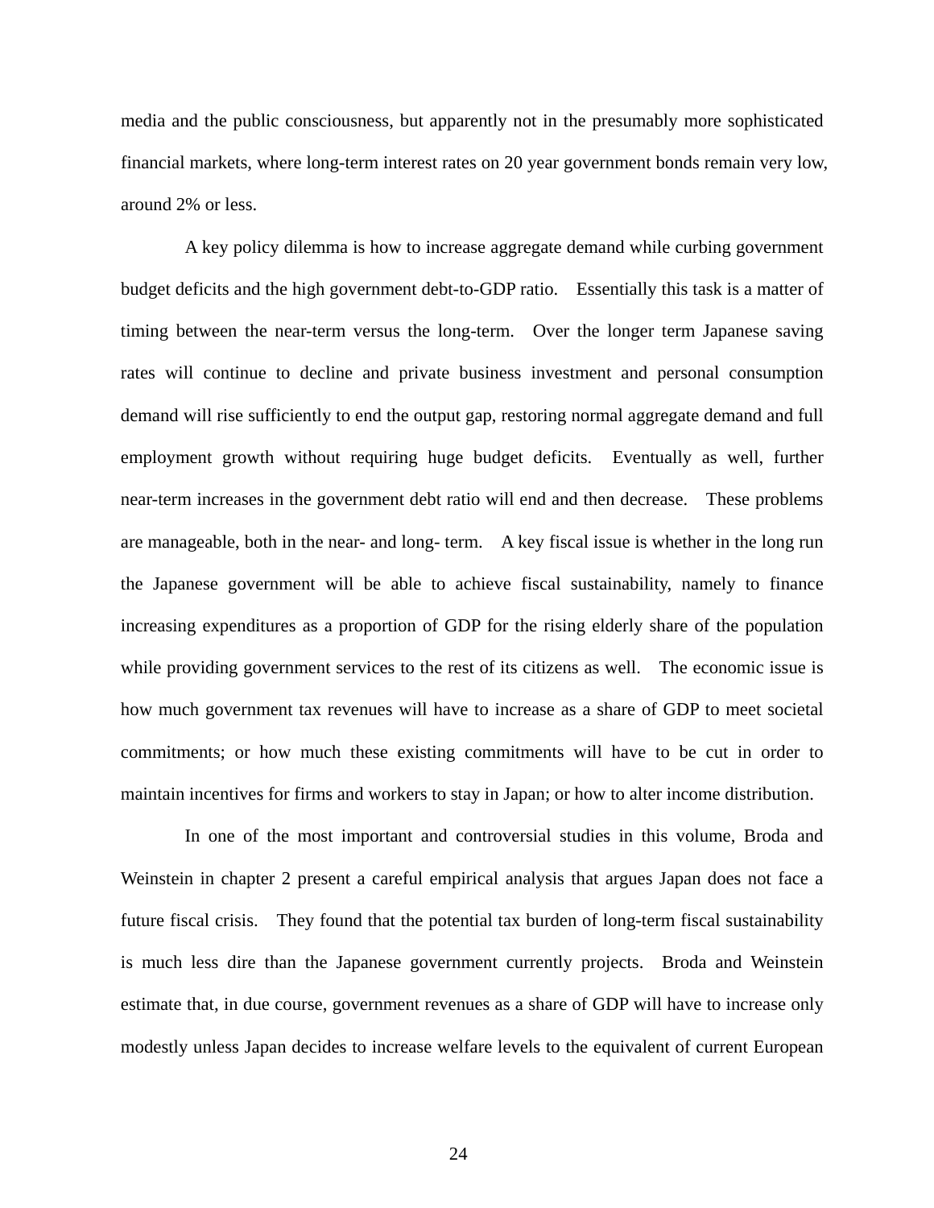media and the public consciousness, but apparently not in the presumably more sophisticated financial markets, where long-term interest rates on 20 year government bonds remain very low, around 2% or less.

A key policy dilemma is how to increase aggregate demand while curbing government budget deficits and the high government debt-to-GDP ratio. Essentially this task is a matter of timing between the near-term versus the long-term. Over the longer term Japanese saving rates will continue to decline and private business investment and personal consumption demand will rise sufficiently to end the output gap, restoring normal aggregate demand and full employment growth without requiring huge budget deficits. Eventually as well, further near-term increases in the government debt ratio will end and then decrease. These problems are manageable, both in the near- and long- term. A key fiscal issue is whether in the long run the Japanese government will be able to achieve fiscal sustainability, namely to finance increasing expenditures as a proportion of GDP for the rising elderly share of the population while providing government services to the rest of its citizens as well. The economic issue is how much government tax revenues will have to increase as a share of GDP to meet societal commitments; or how much these existing commitments will have to be cut in order to maintain incentives for firms and workers to stay in Japan; or how to alter income distribution.

In one of the most important and controversial studies in this volume, Broda and Weinstein in chapter 2 present a careful empirical analysis that argues Japan does not face a future fiscal crisis. They found that the potential tax burden of long-term fiscal sustainability is much less dire than the Japanese government currently projects. Broda and Weinstein estimate that, in due course, government revenues as a share of GDP will have to increase only modestly unless Japan decides to increase welfare levels to the equivalent of current European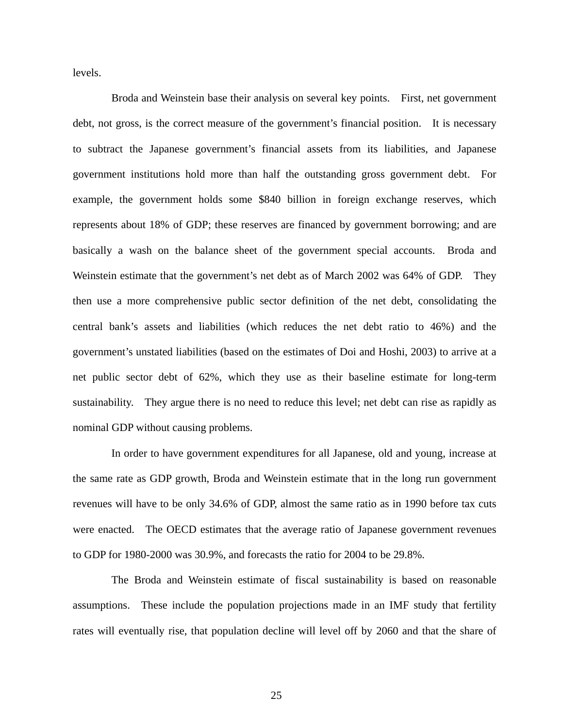levels.

Broda and Weinstein base their analysis on several key points. First, net government debt, not gross, is the correct measure of the government's financial position. It is necessary to subtract the Japanese government's financial assets from its liabilities, and Japanese government institutions hold more than half the outstanding gross government debt. For example, the government holds some $840 billion in foreign exchange reserves, which represents about 18% of GDP; these reserves are financed by government borrowing; and are basically a wash on the balance sheet of the government special accounts. Broda and Weinstein estimate that the government's net debt as of March 2002 was 64% of GDP. They then use a more comprehensive public sector definition of the net debt, consolidating the central bank's assets and liabilities (which reduces the net debt ratio to 46%) and the government's unstated liabilities (based on the estimates of Doi and Hoshi, 2003) to arrive at a net public sector debt of 62%, which they use as their baseline estimate for long-term sustainability. They argue there is no need to reduce this level; net debt can rise as rapidly as nominal GDP without causing problems.

In order to have government expenditures for all Japanese, old and young, increase at the same rate as GDP growth, Broda and Weinstein estimate that in the long run government revenues will have to be only 34.6% of GDP, almost the same ratio as in 1990 before tax cuts were enacted. The OECD estimates that the average ratio of Japanese government revenues to GDP for 1980-2000 was 30.9%, and forecasts the ratio for 2004 to be 29.8%.

The Broda and Weinstein estimate of fiscal sustainability is based on reasonable assumptions. These include the population projections made in an IMF study that fertility rates will eventually rise, that population decline will level off by 2060 and that the share of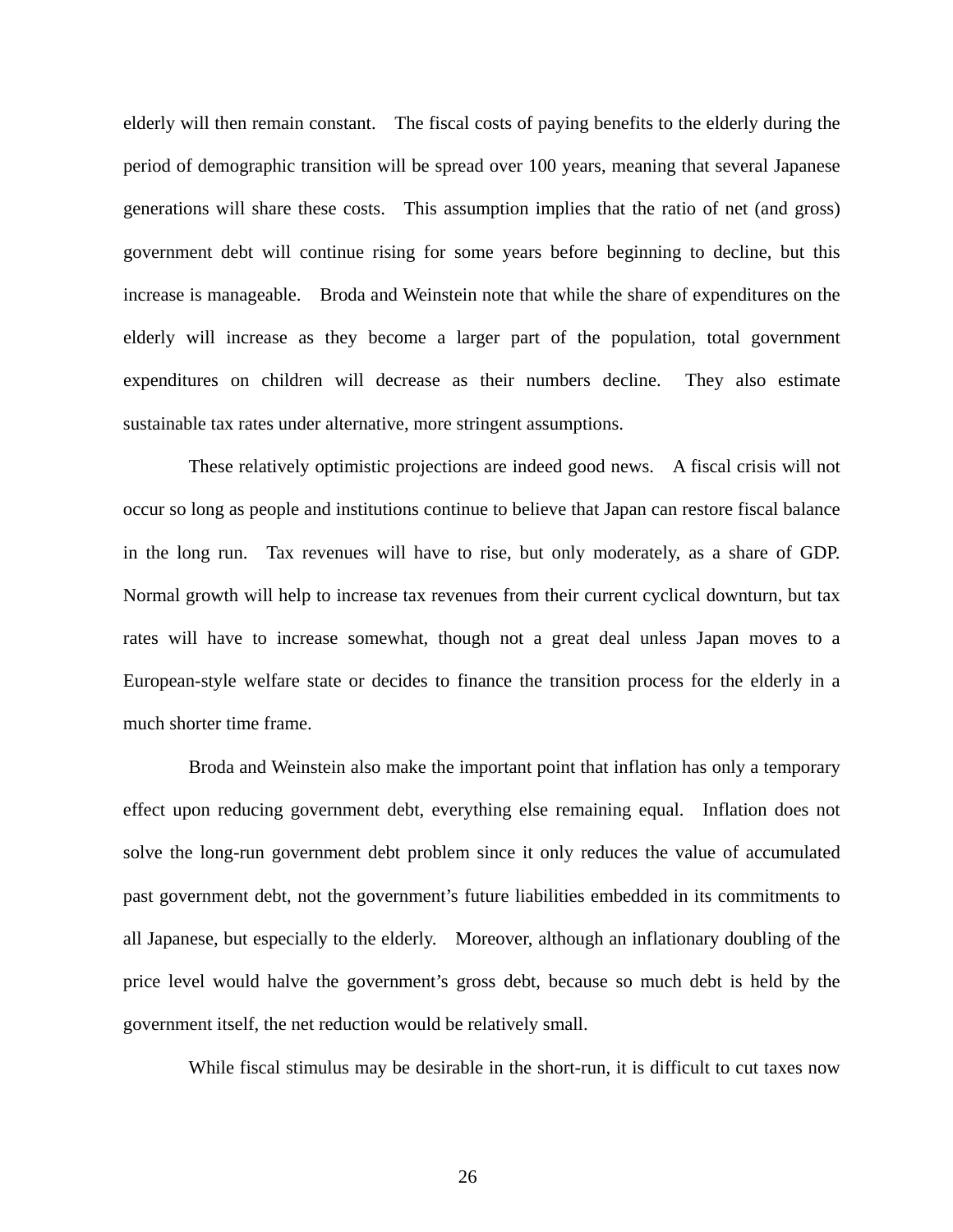elderly will then remain constant. The fiscal costs of paying benefits to the elderly during the period of demographic transition will be spread over 100 years, meaning that several Japanese generations will share these costs. This assumption implies that the ratio of net (and gross) government debt will continue rising for some years before beginning to decline, but this increase is manageable. Broda and Weinstein note that while the share of expenditures on the elderly will increase as they become a larger part of the population, total government expenditures on children will decrease as their numbers decline. They also estimate sustainable tax rates under alternative, more stringent assumptions.

These relatively optimistic projections are indeed good news. A fiscal crisis will not occur so long as people and institutions continue to believe that Japan can restore fiscal balance in the long run. Tax revenues will have to rise, but only moderately, as a share of GDP. Normal growth will help to increase tax revenues from their current cyclical downturn, but tax rates will have to increase somewhat, though not a great deal unless Japan moves to a European-style welfare state or decides to finance the transition process for the elderly in a much shorter time frame.

Broda and Weinstein also make the important point that inflation has only a temporary effect upon reducing government debt, everything else remaining equal. Inflation does not solve the long-run government debt problem since it only reduces the value of accumulated past government debt, not the government's future liabilities embedded in its commitments to all Japanese, but especially to the elderly. Moreover, although an inflationary doubling of the price level would halve the government's gross debt, because so much debt is held by the government itself, the net reduction would be relatively small.

While fiscal stimulus may be desirable in the short-run, it is difficult to cut taxes now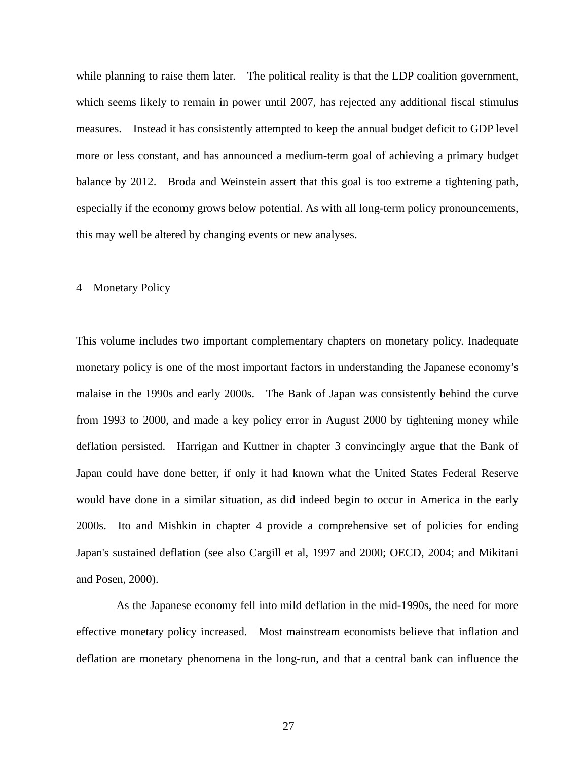while planning to raise them later. The political reality is that the LDP coalition government, which seems likely to remain in power until 2007, has rejected any additional fiscal stimulus measures. Instead it has consistently attempted to keep the annual budget deficit to GDP level more or less constant, and has announced a medium-term goal of achieving a primary budget balance by 2012. Broda and Weinstein assert that this goal is too extreme a tightening path, especially if the economy grows below potential. As with all long-term policy pronouncements, this may well be altered by changing events or new analyses.

## 4 Monetary Policy

This volume includes two important complementary chapters on monetary policy. Inadequate monetary policy is one of the most important factors in understanding the Japanese economy's malaise in the 1990s and early 2000s. The Bank of Japan was consistently behind the curve from 1993 to 2000, and made a key policy error in August 2000 by tightening money while deflation persisted. Harrigan and Kuttner in chapter 3 convincingly argue that the Bank of Japan could have done better, if only it had known what the United States Federal Reserve would have done in a similar situation, as did indeed begin to occur in America in the early 2000s. Ito and Mishkin in chapter 4 provide a comprehensive set of policies for ending Japan's sustained deflation (see also Cargill et al, 1997 and 2000; OECD, 2004; and Mikitani and Posen, 2000).

As the Japanese economy fell into mild deflation in the mid-1990s, the need for more effective monetary policy increased. Most mainstream economists believe that inflation and deflation are monetary phenomena in the long-run, and that a central bank can influence the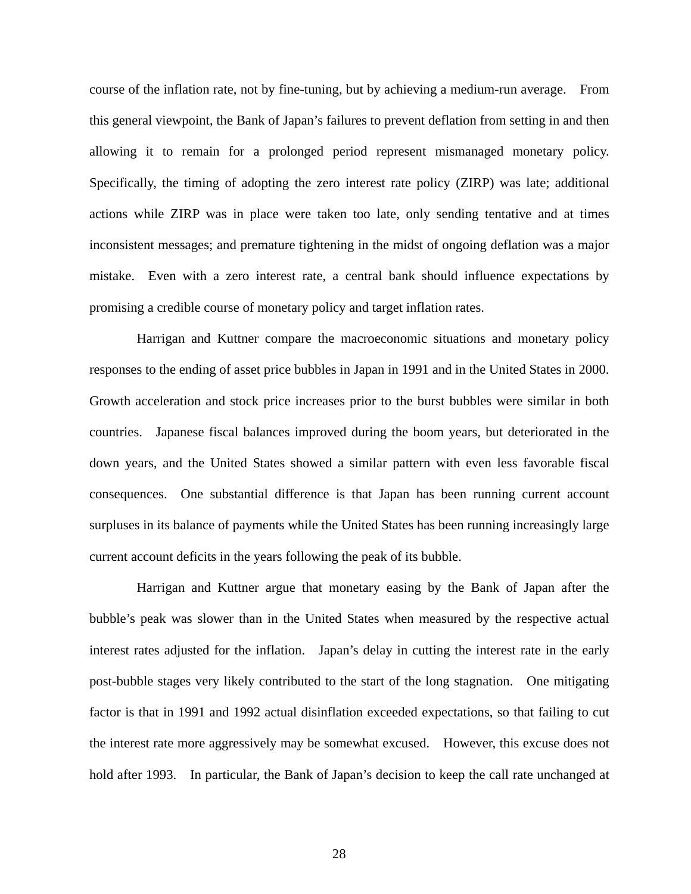course of the inflation rate, not by fine-tuning, but by achieving a medium-run average. From this general viewpoint, the Bank of Japan's failures to prevent deflation from setting in and then allowing it to remain for a prolonged period represent mismanaged monetary policy. Specifically, the timing of adopting the zero interest rate policy (ZIRP) was late; additional actions while ZIRP was in place were taken too late, only sending tentative and at times inconsistent messages; and premature tightening in the midst of ongoing deflation was a major mistake. Even with a zero interest rate, a central bank should influence expectations by promising a credible course of monetary policy and target inflation rates.

Harrigan and Kuttner compare the macroeconomic situations and monetary policy responses to the ending of asset price bubbles in Japan in 1991 and in the United States in 2000. Growth acceleration and stock price increases prior to the burst bubbles were similar in both countries. Japanese fiscal balances improved during the boom years, but deteriorated in the down years, and the United States showed a similar pattern with even less favorable fiscal consequences. One substantial difference is that Japan has been running current account surpluses in its balance of payments while the United States has been running increasingly large current account deficits in the years following the peak of its bubble.

Harrigan and Kuttner argue that monetary easing by the Bank of Japan after the bubble's peak was slower than in the United States when measured by the respective actual interest rates adjusted for the inflation. Japan's delay in cutting the interest rate in the early post-bubble stages very likely contributed to the start of the long stagnation. One mitigating factor is that in 1991 and 1992 actual disinflation exceeded expectations, so that failing to cut the interest rate more aggressively may be somewhat excused. However, this excuse does not hold after 1993. In particular, the Bank of Japan's decision to keep the call rate unchanged at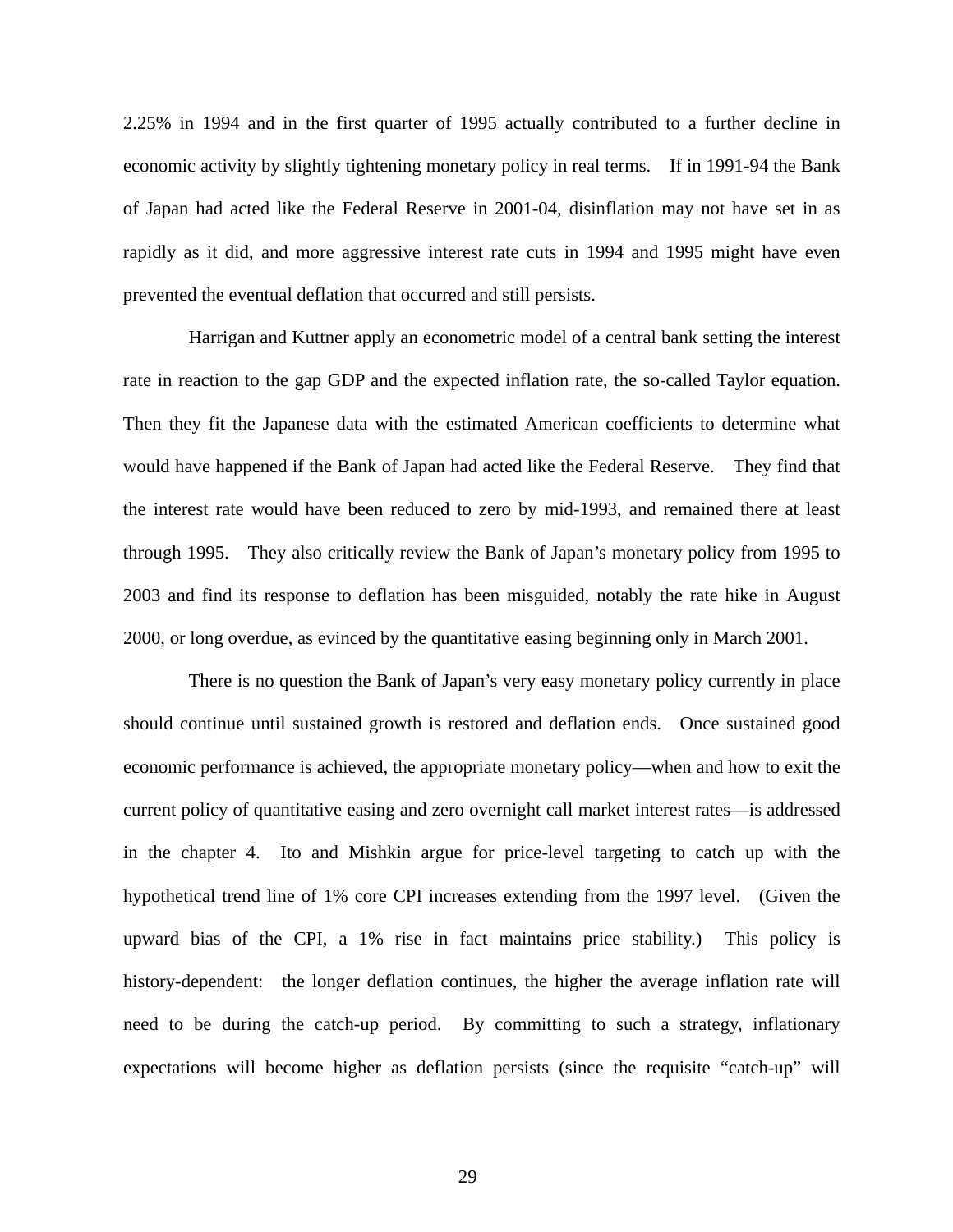2.25% in 1994 and in the first quarter of 1995 actually contributed to a further decline in economic activity by slightly tightening monetary policy in real terms. If in 1991-94 the Bank of Japan had acted like the Federal Reserve in 2001-04, disinflation may not have set in as rapidly as it did, and more aggressive interest rate cuts in 1994 and 1995 might have even prevented the eventual deflation that occurred and still persists.

Harrigan and Kuttner apply an econometric model of a central bank setting the interest rate in reaction to the gap GDP and the expected inflation rate, the so-called Taylor equation. Then they fit the Japanese data with the estimated American coefficients to determine what would have happened if the Bank of Japan had acted like the Federal Reserve. They find that the interest rate would have been reduced to zero by mid-1993, and remained there at least through 1995. They also critically review the Bank of Japan's monetary policy from 1995 to 2003 and find its response to deflation has been misguided, notably the rate hike in August 2000, or long overdue, as evinced by the quantitative easing beginning only in March 2001.

There is no question the Bank of Japan's very easy monetary policy currently in place should continue until sustained growth is restored and deflation ends. Once sustained good economic performance is achieved, the appropriate monetary policy—when and how to exit the current policy of quantitative easing and zero overnight call market interest rates—is addressed in the chapter 4. Ito and Mishkin argue for price-level targeting to catch up with the hypothetical trend line of 1% core CPI increases extending from the 1997 level. (Given the upward bias of the CPI, a 1% rise in fact maintains price stability.) This policy is history-dependent: the longer deflation continues, the higher the average inflation rate will need to be during the catch-up period. By committing to such a strategy, inflationary expectations will become higher as deflation persists (since the requisite "catch-up" will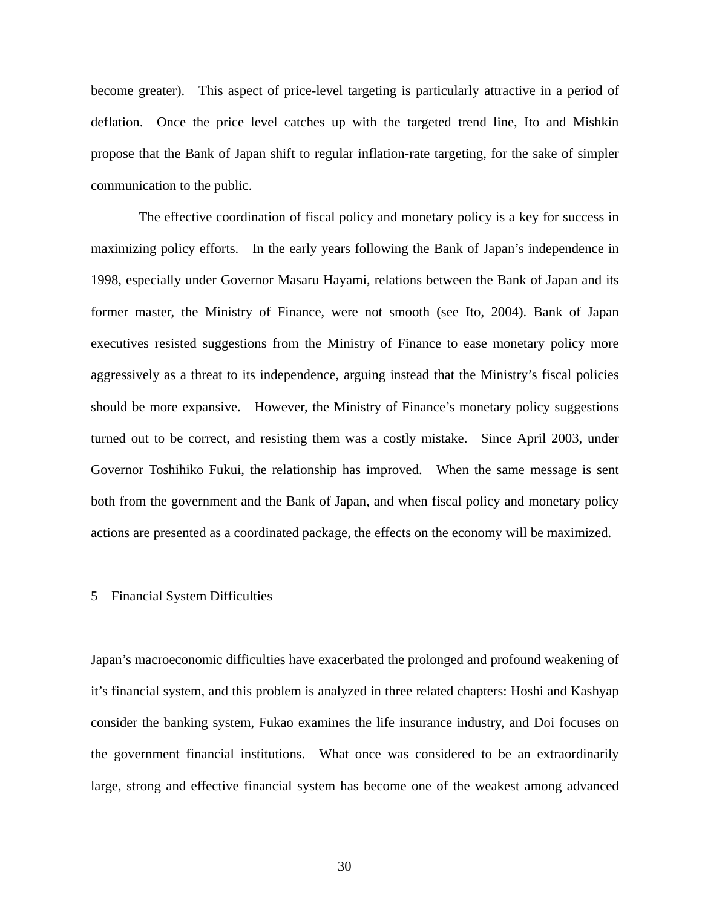become greater). This aspect of price-level targeting is particularly attractive in a period of deflation. Once the price level catches up with the targeted trend line, Ito and Mishkin propose that the Bank of Japan shift to regular inflation-rate targeting, for the sake of simpler communication to the public.

The effective coordination of fiscal policy and monetary policy is a key for success in maximizing policy efforts. In the early years following the Bank of Japan's independence in 1998, especially under Governor Masaru Hayami, relations between the Bank of Japan and its former master, the Ministry of Finance, were not smooth (see Ito, 2004). Bank of Japan executives resisted suggestions from the Ministry of Finance to ease monetary policy more aggressively as a threat to its independence, arguing instead that the Ministry's fiscal policies should be more expansive. However, the Ministry of Finance's monetary policy suggestions turned out to be correct, and resisting them was a costly mistake. Since April 2003, under Governor Toshihiko Fukui, the relationship has improved. When the same message is sent both from the government and the Bank of Japan, and when fiscal policy and monetary policy actions are presented as a coordinated package, the effects on the economy will be maximized.

## 5 Financial System Difficulties

Japan's macroeconomic difficulties have exacerbated the prolonged and profound weakening of it's financial system, and this problem is analyzed in three related chapters: Hoshi and Kashyap consider the banking system, Fukao examines the life insurance industry, and Doi focuses on the government financial institutions. What once was considered to be an extraordinarily large, strong and effective financial system has become one of the weakest among advanced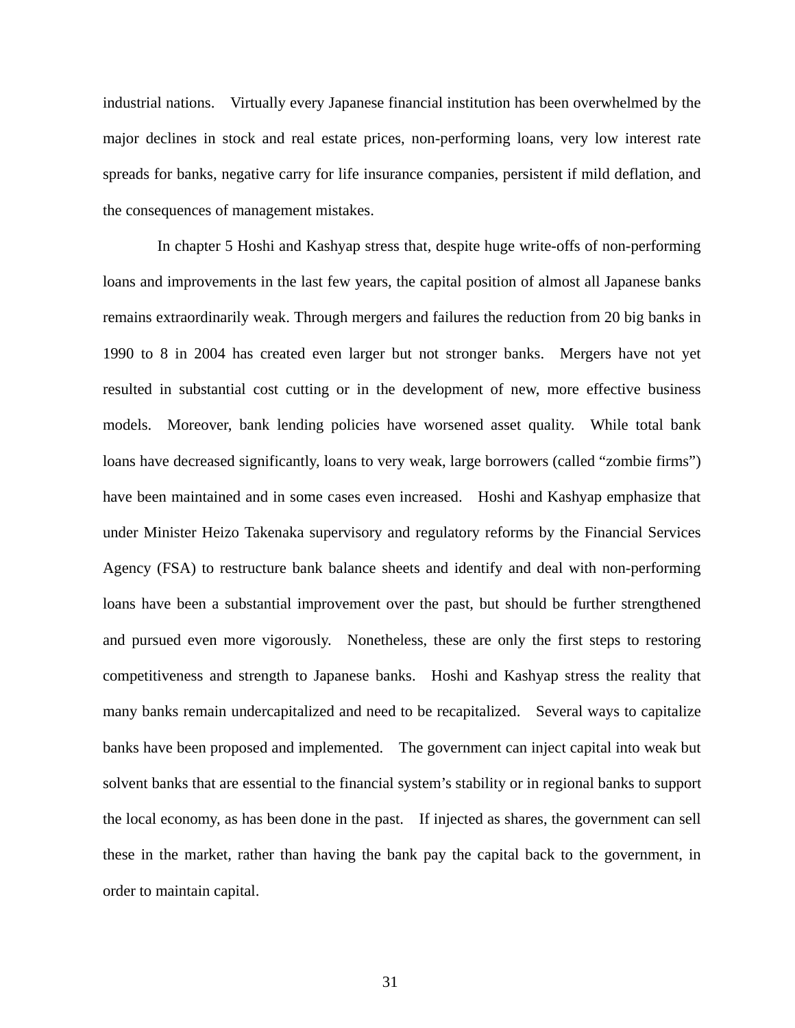industrial nations. Virtually every Japanese financial institution has been overwhelmed by the major declines in stock and real estate prices, non-performing loans, very low interest rate spreads for banks, negative carry for life insurance companies, persistent if mild deflation, and the consequences of management mistakes.

In chapter 5 Hoshi and Kashyap stress that, despite huge write-offs of non-performing loans and improvements in the last few years, the capital position of almost all Japanese banks remains extraordinarily weak. Through mergers and failures the reduction from 20 big banks in 1990 to 8 in 2004 has created even larger but not stronger banks. Mergers have not yet resulted in substantial cost cutting or in the development of new, more effective business models. Moreover, bank lending policies have worsened asset quality. While total bank loans have decreased significantly, loans to very weak, large borrowers (called "zombie firms") have been maintained and in some cases even increased. Hoshi and Kashyap emphasize that under Minister Heizo Takenaka supervisory and regulatory reforms by the Financial Services Agency (FSA) to restructure bank balance sheets and identify and deal with non-performing loans have been a substantial improvement over the past, but should be further strengthened and pursued even more vigorously. Nonetheless, these are only the first steps to restoring competitiveness and strength to Japanese banks. Hoshi and Kashyap stress the reality that many banks remain undercapitalized and need to be recapitalized. Several ways to capitalize banks have been proposed and implemented. The government can inject capital into weak but solvent banks that are essential to the financial system's stability or in regional banks to support the local economy, as has been done in the past. If injected as shares, the government can sell these in the market, rather than having the bank pay the capital back to the government, in order to maintain capital.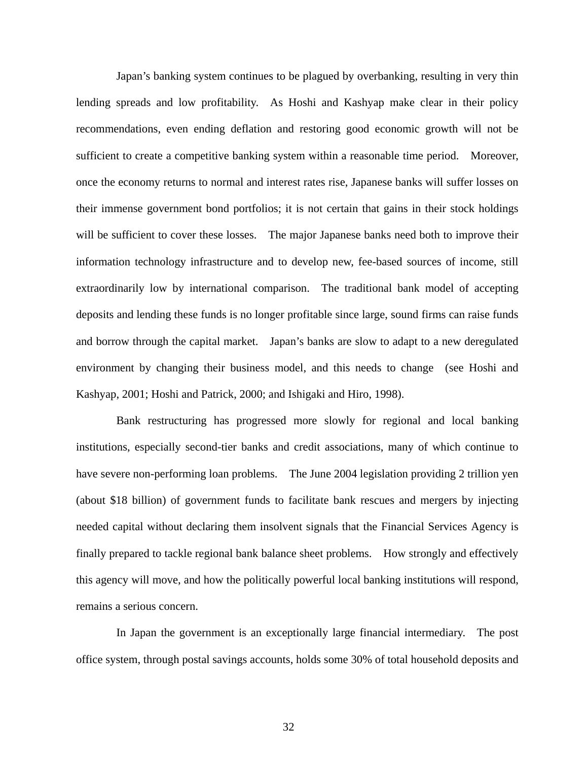Japan's banking system continues to be plagued by overbanking, resulting in very thin lending spreads and low profitability. As Hoshi and Kashyap make clear in their policy recommendations, even ending deflation and restoring good economic growth will not be sufficient to create a competitive banking system within a reasonable time period. Moreover, once the economy returns to normal and interest rates rise, Japanese banks will suffer losses on their immense government bond portfolios; it is not certain that gains in their stock holdings will be sufficient to cover these losses. The major Japanese banks need both to improve their information technology infrastructure and to develop new, fee-based sources of income, still extraordinarily low by international comparison. The traditional bank model of accepting deposits and lending these funds is no longer profitable since large, sound firms can raise funds and borrow through the capital market. Japan's banks are slow to adapt to a new deregulated environment by changing their business model, and this needs to change (see Hoshi and Kashyap, 2001; Hoshi and Patrick, 2000; and Ishigaki and Hiro, 1998).

Bank restructuring has progressed more slowly for regional and local banking institutions, especially second-tier banks and credit associations, many of which continue to have severe non-performing loan problems. The June 2004 legislation providing 2 trillion yen (about $18 billion) of government funds to facilitate bank rescues and mergers by injecting needed capital without declaring them insolvent signals that the Financial Services Agency is finally prepared to tackle regional bank balance sheet problems. How strongly and effectively this agency will move, and how the politically powerful local banking institutions will respond, remains a serious concern.

In Japan the government is an exceptionally large financial intermediary. The post office system, through postal savings accounts, holds some 30% of total household deposits and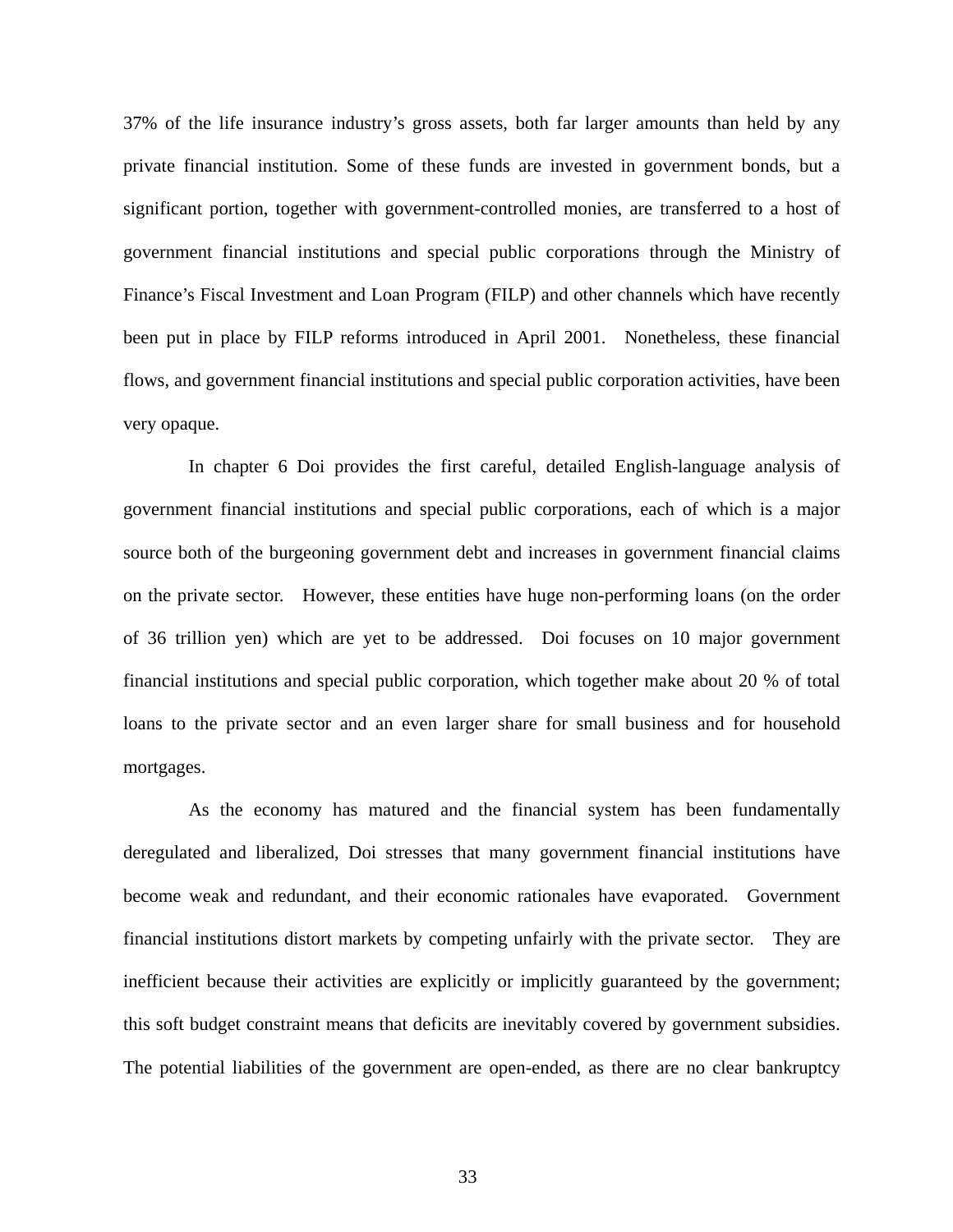37% of the life insurance industry's gross assets, both far larger amounts than held by any private financial institution. Some of these funds are invested in government bonds, but a significant portion, together with government-controlled monies, are transferred to a host of government financial institutions and special public corporations through the Ministry of Finance's Fiscal Investment and Loan Program (FILP) and other channels which have recently been put in place by FILP reforms introduced in April 2001. Nonetheless, these financial flows, and government financial institutions and special public corporation activities, have been very opaque.

In chapter 6 Doi provides the first careful, detailed English-language analysis of government financial institutions and special public corporations, each of which is a major source both of the burgeoning government debt and increases in government financial claims on the private sector. However, these entities have huge non-performing loans (on the order of 36 trillion yen) which are yet to be addressed. Doi focuses on 10 major government financial institutions and special public corporation, which together make about 20 % of total loans to the private sector and an even larger share for small business and for household mortgages.

As the economy has matured and the financial system has been fundamentally deregulated and liberalized, Doi stresses that many government financial institutions have become weak and redundant, and their economic rationales have evaporated. Government financial institutions distort markets by competing unfairly with the private sector. They are inefficient because their activities are explicitly or implicitly guaranteed by the government; this soft budget constraint means that deficits are inevitably covered by government subsidies. The potential liabilities of the government are open-ended, as there are no clear bankruptcy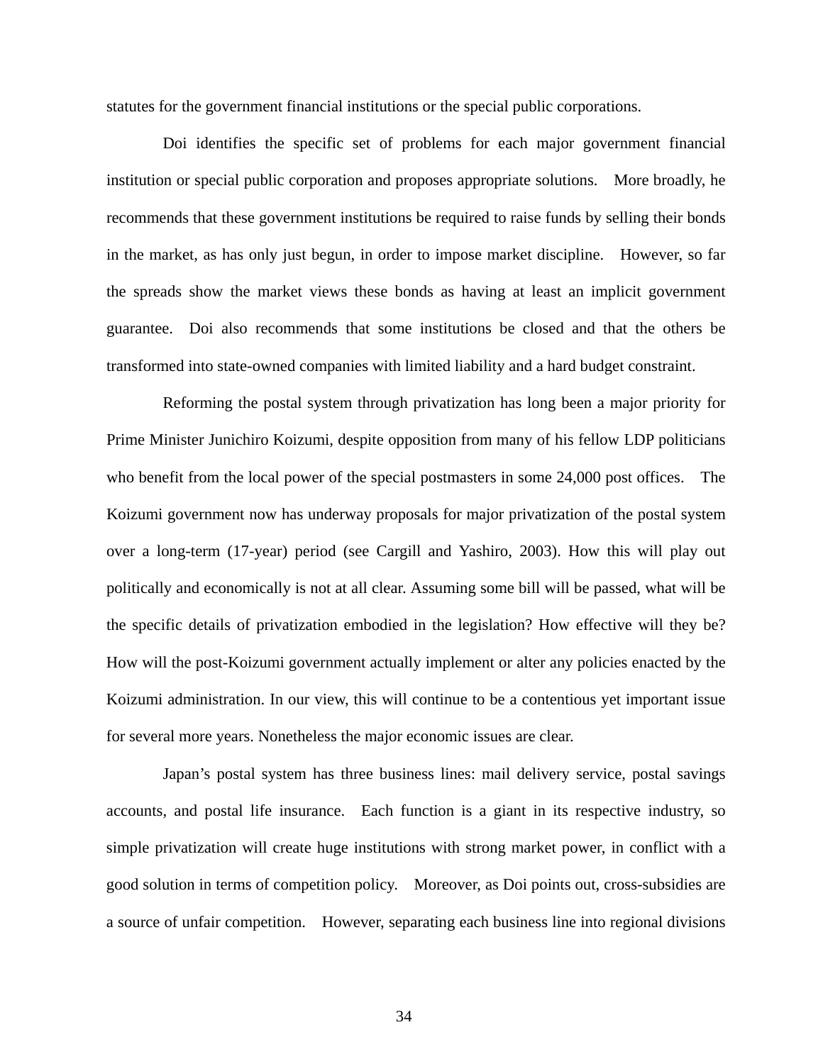statutes for the government financial institutions or the special public corporations.

Doi identifies the specific set of problems for each major government financial institution or special public corporation and proposes appropriate solutions. More broadly, he recommends that these government institutions be required to raise funds by selling their bonds in the market, as has only just begun, in order to impose market discipline. However, so far the spreads show the market views these bonds as having at least an implicit government guarantee. Doi also recommends that some institutions be closed and that the others be transformed into state-owned companies with limited liability and a hard budget constraint.

Reforming the postal system through privatization has long been a major priority for Prime Minister Junichiro Koizumi, despite opposition from many of his fellow LDP politicians who benefit from the local power of the special postmasters in some 24,000 post offices. The Koizumi government now has underway proposals for major privatization of the postal system over a long-term (17-year) period (see Cargill and Yashiro, 2003). How this will play out politically and economically is not at all clear. Assuming some bill will be passed, what will be the specific details of privatization embodied in the legislation? How effective will they be? How will the post-Koizumi government actually implement or alter any policies enacted by the Koizumi administration. In our view, this will continue to be a contentious yet important issue for several more years. Nonetheless the major economic issues are clear.

Japan's postal system has three business lines: mail delivery service, postal savings accounts, and postal life insurance. Each function is a giant in its respective industry, so simple privatization will create huge institutions with strong market power, in conflict with a good solution in terms of competition policy. Moreover, as Doi points out, cross-subsidies are a source of unfair competition. However, separating each business line into regional divisions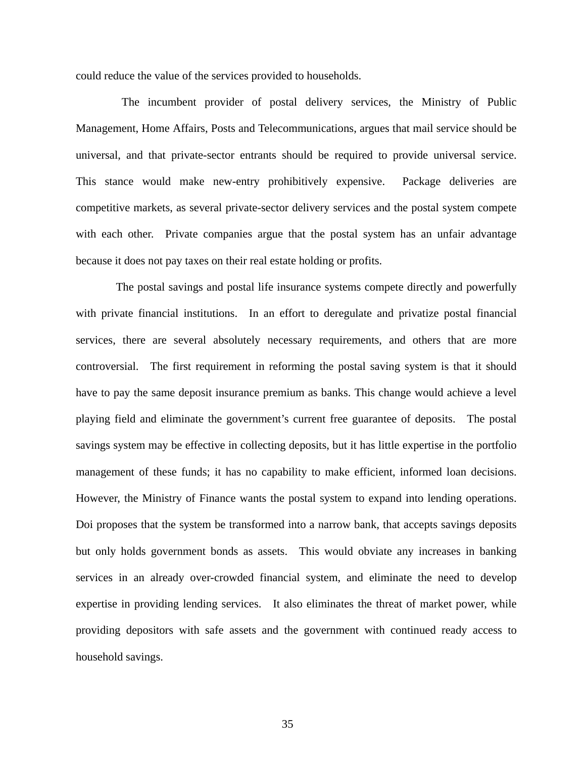could reduce the value of the services provided to households.

The incumbent provider of postal delivery services, the Ministry of Public Management, Home Affairs, Posts and Telecommunications, argues that mail service should be universal, and that private-sector entrants should be required to provide universal service. This stance would make new-entry prohibitively expensive. Package deliveries are competitive markets, as several private-sector delivery services and the postal system compete with each other. Private companies argue that the postal system has an unfair advantage because it does not pay taxes on their real estate holding or profits.

The postal savings and postal life insurance systems compete directly and powerfully with private financial institutions. In an effort to deregulate and privatize postal financial services, there are several absolutely necessary requirements, and others that are more controversial. The first requirement in reforming the postal saving system is that it should have to pay the same deposit insurance premium as banks. This change would achieve a level playing field and eliminate the government's current free guarantee of deposits. The postal savings system may be effective in collecting deposits, but it has little expertise in the portfolio management of these funds; it has no capability to make efficient, informed loan decisions. However, the Ministry of Finance wants the postal system to expand into lending operations. Doi proposes that the system be transformed into a narrow bank, that accepts savings deposits but only holds government bonds as assets. This would obviate any increases in banking services in an already over-crowded financial system, and eliminate the need to develop expertise in providing lending services. It also eliminates the threat of market power, while providing depositors with safe assets and the government with continued ready access to household savings.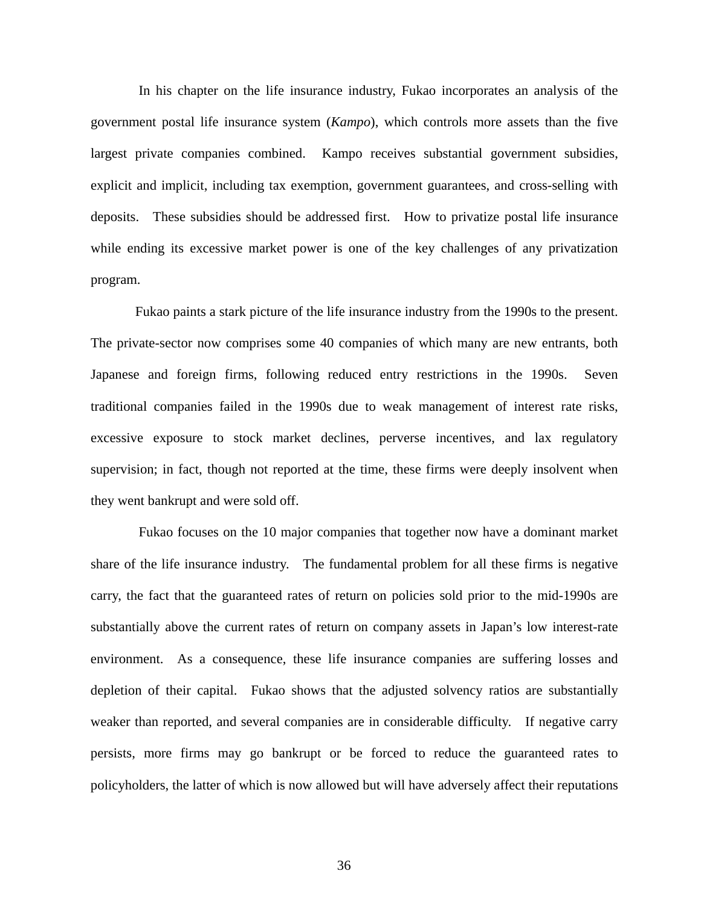In his chapter on the life insurance industry, Fukao incorporates an analysis of the government postal life insurance system (*Kampo*), which controls more assets than the five largest private companies combined. Kampo receives substantial government subsidies, explicit and implicit, including tax exemption, government guarantees, and cross-selling with deposits. These subsidies should be addressed first. How to privatize postal life insurance while ending its excessive market power is one of the key challenges of any privatization program.

Fukao paints a stark picture of the life insurance industry from the 1990s to the present. The private-sector now comprises some 40 companies of which many are new entrants, both Japanese and foreign firms, following reduced entry restrictions in the 1990s. Seven traditional companies failed in the 1990s due to weak management of interest rate risks, excessive exposure to stock market declines, perverse incentives, and lax regulatory supervision; in fact, though not reported at the time, these firms were deeply insolvent when they went bankrupt and were sold off.

Fukao focuses on the 10 major companies that together now have a dominant market share of the life insurance industry. The fundamental problem for all these firms is negative carry, the fact that the guaranteed rates of return on policies sold prior to the mid-1990s are substantially above the current rates of return on company assets in Japan's low interest-rate environment. As a consequence, these life insurance companies are suffering losses and depletion of their capital. Fukao shows that the adjusted solvency ratios are substantially weaker than reported, and several companies are in considerable difficulty. If negative carry persists, more firms may go bankrupt or be forced to reduce the guaranteed rates to policyholders, the latter of which is now allowed but will have adversely affect their reputations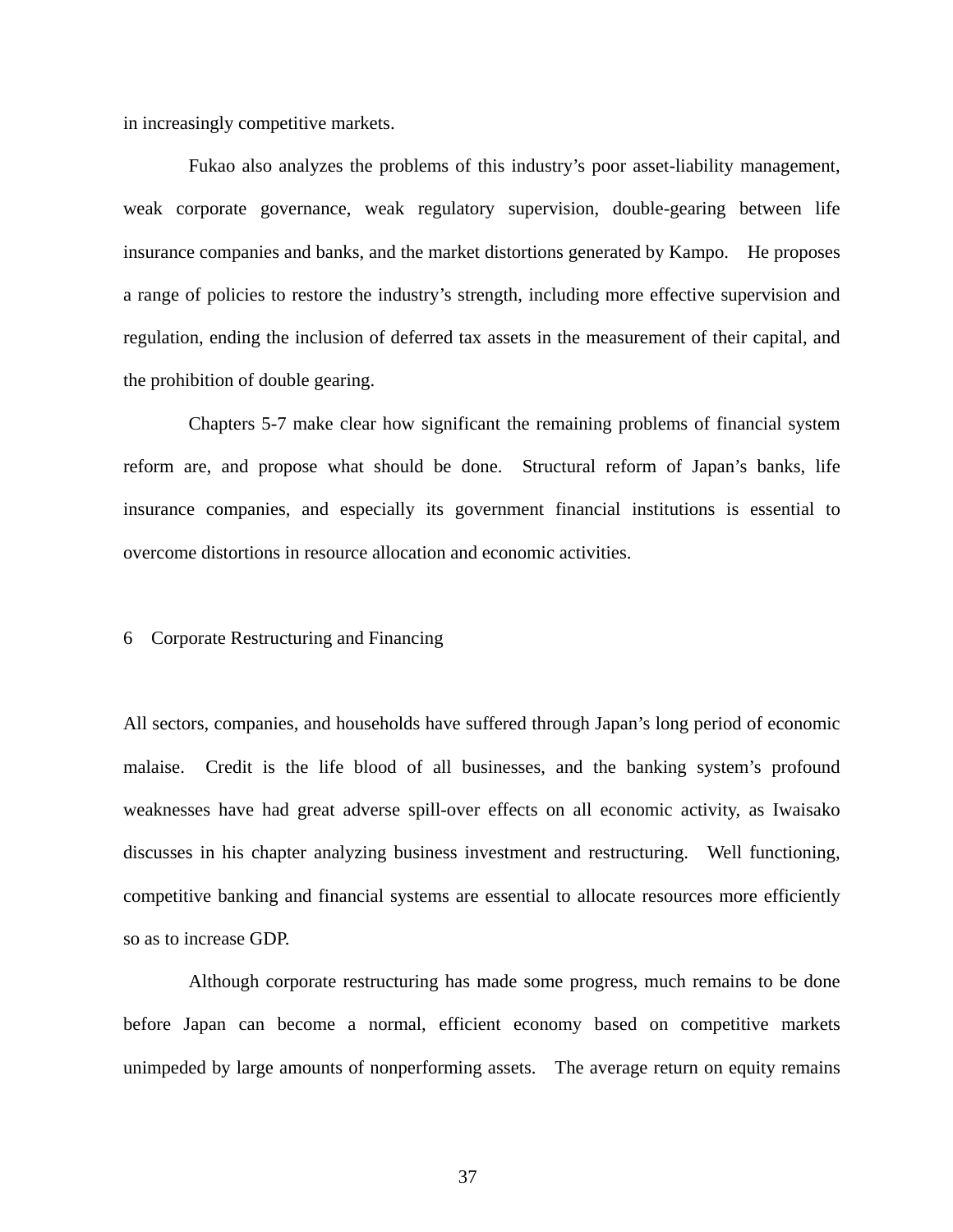in increasingly competitive markets.

Fukao also analyzes the problems of this industry's poor asset-liability management, weak corporate governance, weak regulatory supervision, double-gearing between life insurance companies and banks, and the market distortions generated by Kampo. He proposes a range of policies to restore the industry's strength, including more effective supervision and regulation, ending the inclusion of deferred tax assets in the measurement of their capital, and the prohibition of double gearing.

Chapters 5-7 make clear how significant the remaining problems of financial system reform are, and propose what should be done. Structural reform of Japan's banks, life insurance companies, and especially its government financial institutions is essential to overcome distortions in resource allocation and economic activities.

## 6 Corporate Restructuring and Financing

All sectors, companies, and households have suffered through Japan's long period of economic malaise. Credit is the life blood of all businesses, and the banking system's profound weaknesses have had great adverse spill-over effects on all economic activity, as Iwaisako discusses in his chapter analyzing business investment and restructuring. Well functioning, competitive banking and financial systems are essential to allocate resources more efficiently so as to increase GDP.

Although corporate restructuring has made some progress, much remains to be done before Japan can become a normal, efficient economy based on competitive markets unimpeded by large amounts of nonperforming assets. The average return on equity remains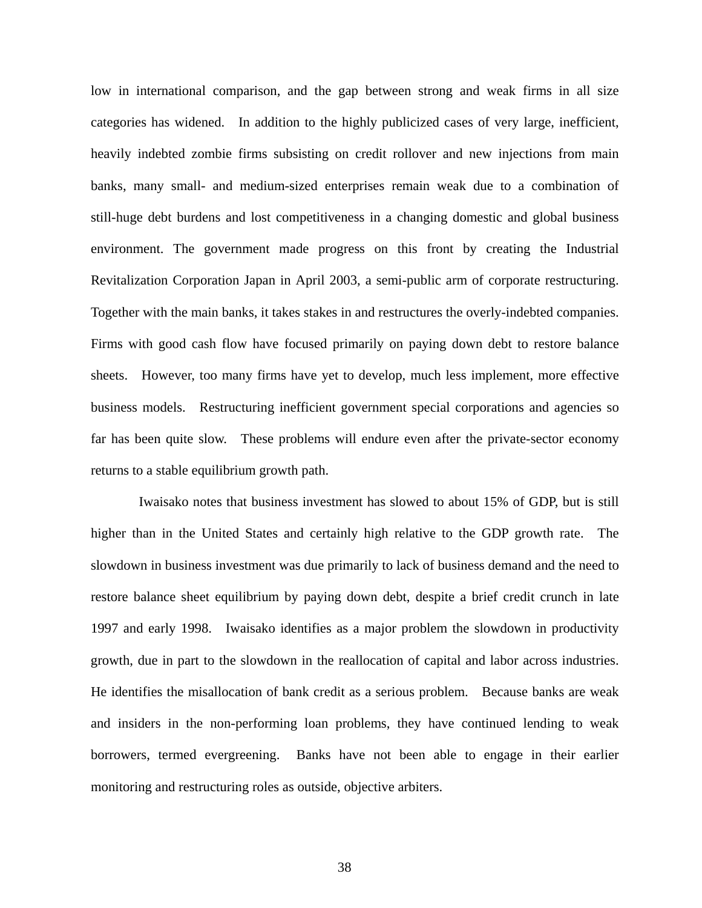low in international comparison, and the gap between strong and weak firms in all size categories has widened. In addition to the highly publicized cases of very large, inefficient, heavily indebted zombie firms subsisting on credit rollover and new injections from main banks, many small- and medium-sized enterprises remain weak due to a combination of still-huge debt burdens and lost competitiveness in a changing domestic and global business environment. The government made progress on this front by creating the Industrial Revitalization Corporation Japan in April 2003, a semi-public arm of corporate restructuring. Together with the main banks, it takes stakes in and restructures the overly-indebted companies. Firms with good cash flow have focused primarily on paying down debt to restore balance sheets. However, too many firms have yet to develop, much less implement, more effective business models. Restructuring inefficient government special corporations and agencies so far has been quite slow. These problems will endure even after the private-sector economy returns to a stable equilibrium growth path.

Iwaisako notes that business investment has slowed to about 15% of GDP, but is still higher than in the United States and certainly high relative to the GDP growth rate. The slowdown in business investment was due primarily to lack of business demand and the need to restore balance sheet equilibrium by paying down debt, despite a brief credit crunch in late 1997 and early 1998. Iwaisako identifies as a major problem the slowdown in productivity growth, due in part to the slowdown in the reallocation of capital and labor across industries. He identifies the misallocation of bank credit as a serious problem. Because banks are weak and insiders in the non-performing loan problems, they have continued lending to weak borrowers, termed evergreening. Banks have not been able to engage in their earlier monitoring and restructuring roles as outside, objective arbiters.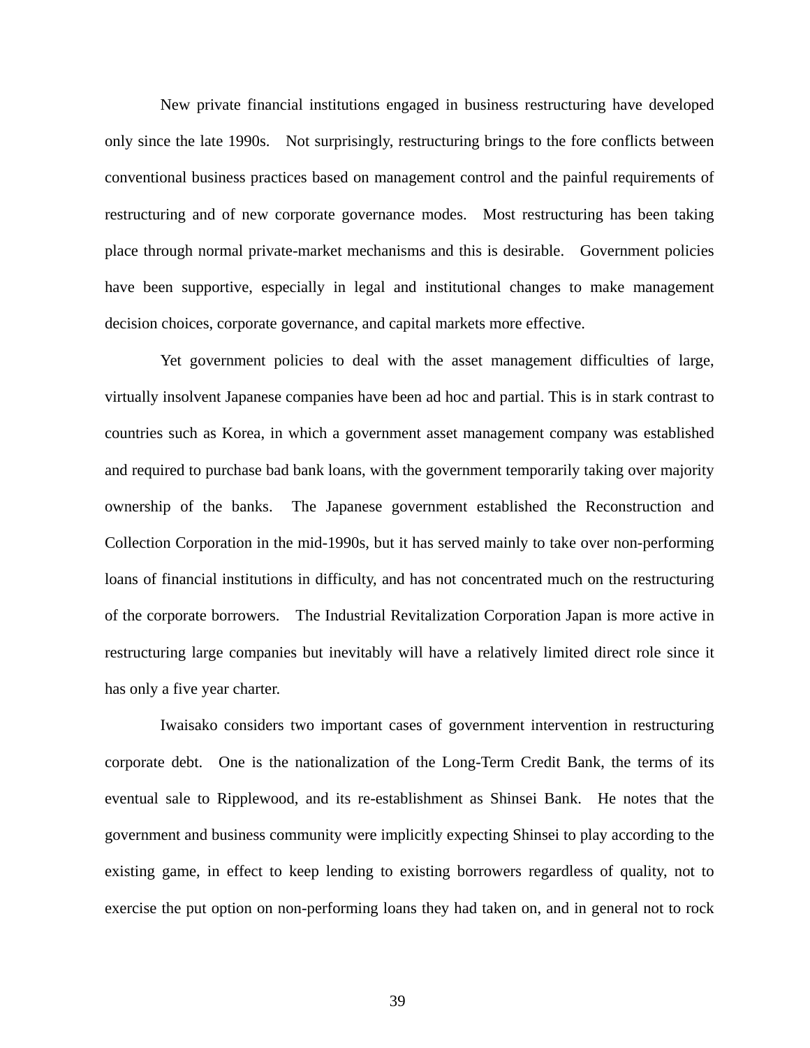New private financial institutions engaged in business restructuring have developed only since the late 1990s. Not surprisingly, restructuring brings to the fore conflicts between conventional business practices based on management control and the painful requirements of restructuring and of new corporate governance modes. Most restructuring has been taking place through normal private-market mechanisms and this is desirable. Government policies have been supportive, especially in legal and institutional changes to make management decision choices, corporate governance, and capital markets more effective.

Yet government policies to deal with the asset management difficulties of large, virtually insolvent Japanese companies have been ad hoc and partial. This is in stark contrast to countries such as Korea, in which a government asset management company was established and required to purchase bad bank loans, with the government temporarily taking over majority ownership of the banks. The Japanese government established the Reconstruction and Collection Corporation in the mid-1990s, but it has served mainly to take over non-performing loans of financial institutions in difficulty, and has not concentrated much on the restructuring of the corporate borrowers. The Industrial Revitalization Corporation Japan is more active in restructuring large companies but inevitably will have a relatively limited direct role since it has only a five year charter.

Iwaisako considers two important cases of government intervention in restructuring corporate debt. One is the nationalization of the Long-Term Credit Bank, the terms of its eventual sale to Ripplewood, and its re-establishment as Shinsei Bank. He notes that the government and business community were implicitly expecting Shinsei to play according to the existing game, in effect to keep lending to existing borrowers regardless of quality, not to exercise the put option on non-performing loans they had taken on, and in general not to rock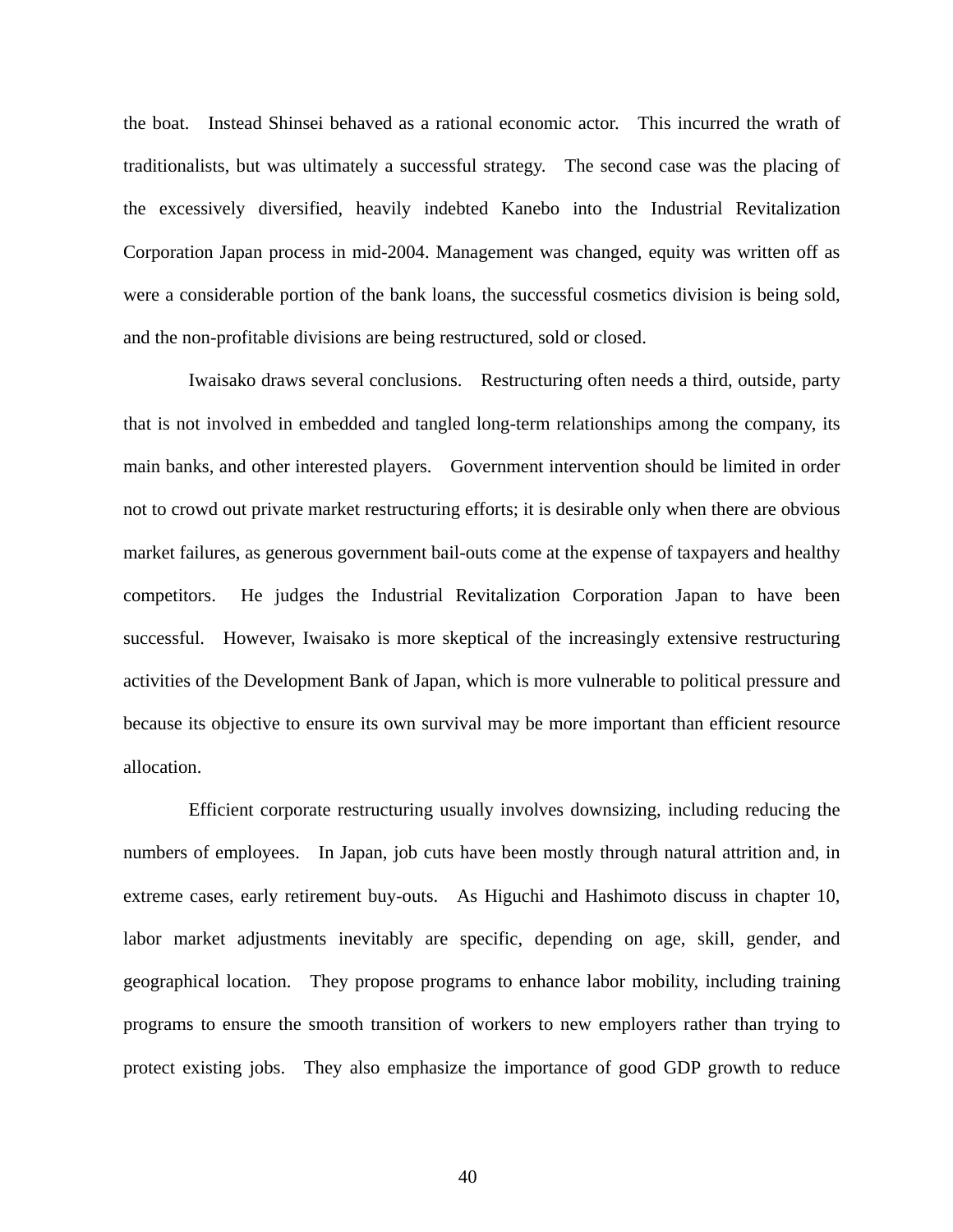the boat. Instead Shinsei behaved as a rational economic actor. This incurred the wrath of traditionalists, but was ultimately a successful strategy. The second case was the placing of the excessively diversified, heavily indebted Kanebo into the Industrial Revitalization Corporation Japan process in mid-2004. Management was changed, equity was written off as were a considerable portion of the bank loans, the successful cosmetics division is being sold, and the non-profitable divisions are being restructured, sold or closed.

Iwaisako draws several conclusions. Restructuring often needs a third, outside, party that is not involved in embedded and tangled long-term relationships among the company, its main banks, and other interested players. Government intervention should be limited in order not to crowd out private market restructuring efforts; it is desirable only when there are obvious market failures, as generous government bail-outs come at the expense of taxpayers and healthy competitors. He judges the Industrial Revitalization Corporation Japan to have been successful. However, Iwaisako is more skeptical of the increasingly extensive restructuring activities of the Development Bank of Japan, which is more vulnerable to political pressure and because its objective to ensure its own survival may be more important than efficient resource allocation.

Efficient corporate restructuring usually involves downsizing, including reducing the numbers of employees. In Japan, job cuts have been mostly through natural attrition and, in extreme cases, early retirement buy-outs. As Higuchi and Hashimoto discuss in chapter 10, labor market adjustments inevitably are specific, depending on age, skill, gender, and geographical location. They propose programs to enhance labor mobility, including training programs to ensure the smooth transition of workers to new employers rather than trying to protect existing jobs. They also emphasize the importance of good GDP growth to reduce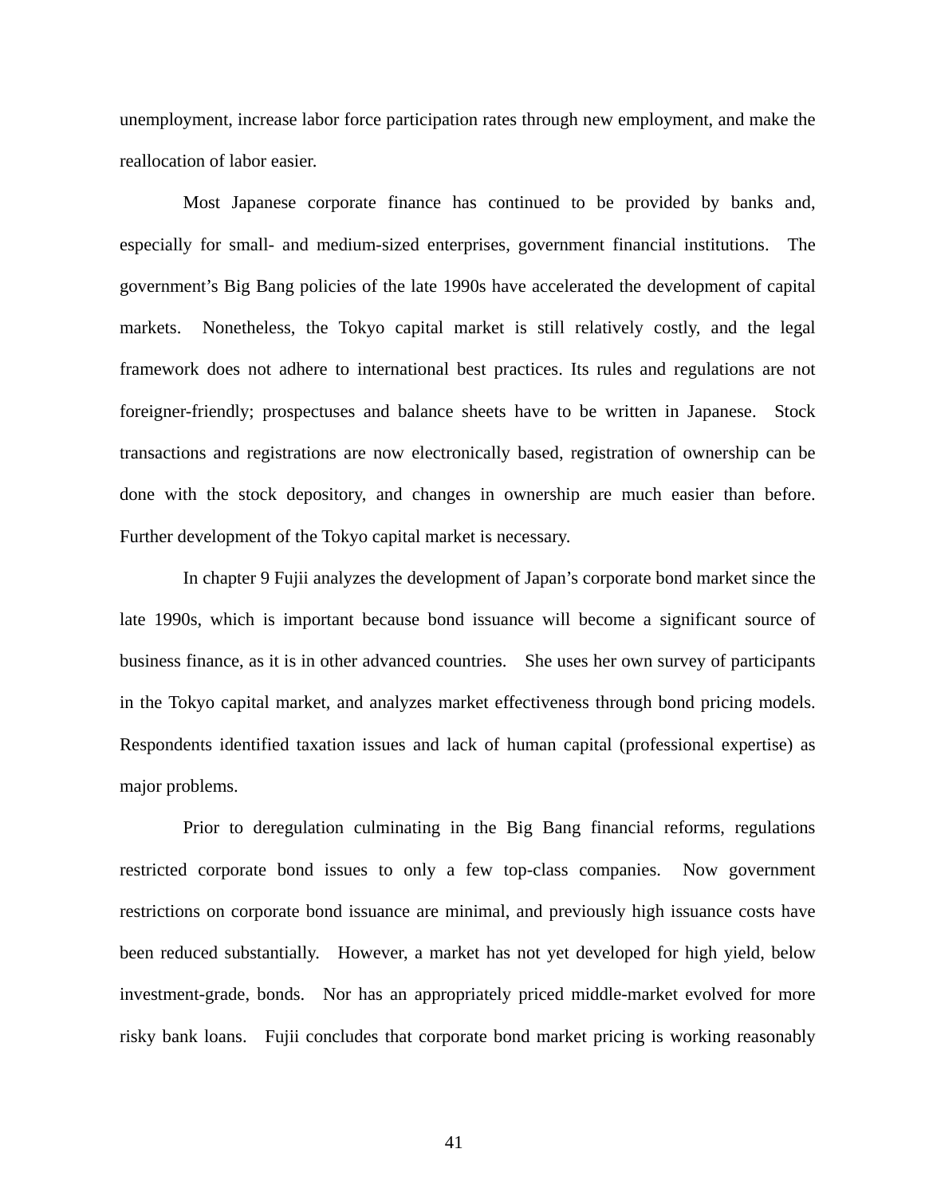unemployment, increase labor force participation rates through new employment, and make the reallocation of labor easier.

Most Japanese corporate finance has continued to be provided by banks and, especially for small- and medium-sized enterprises, government financial institutions. The government's Big Bang policies of the late 1990s have accelerated the development of capital markets. Nonetheless, the Tokyo capital market is still relatively costly, and the legal framework does not adhere to international best practices. Its rules and regulations are not foreigner-friendly; prospectuses and balance sheets have to be written in Japanese. Stock transactions and registrations are now electronically based, registration of ownership can be done with the stock depository, and changes in ownership are much easier than before. Further development of the Tokyo capital market is necessary.

In chapter 9 Fujii analyzes the development of Japan's corporate bond market since the late 1990s, which is important because bond issuance will become a significant source of business finance, as it is in other advanced countries. She uses her own survey of participants in the Tokyo capital market, and analyzes market effectiveness through bond pricing models. Respondents identified taxation issues and lack of human capital (professional expertise) as major problems.

Prior to deregulation culminating in the Big Bang financial reforms, regulations restricted corporate bond issues to only a few top-class companies. Now government restrictions on corporate bond issuance are minimal, and previously high issuance costs have been reduced substantially. However, a market has not yet developed for high yield, below investment-grade, bonds. Nor has an appropriately priced middle-market evolved for more risky bank loans. Fujii concludes that corporate bond market pricing is working reasonably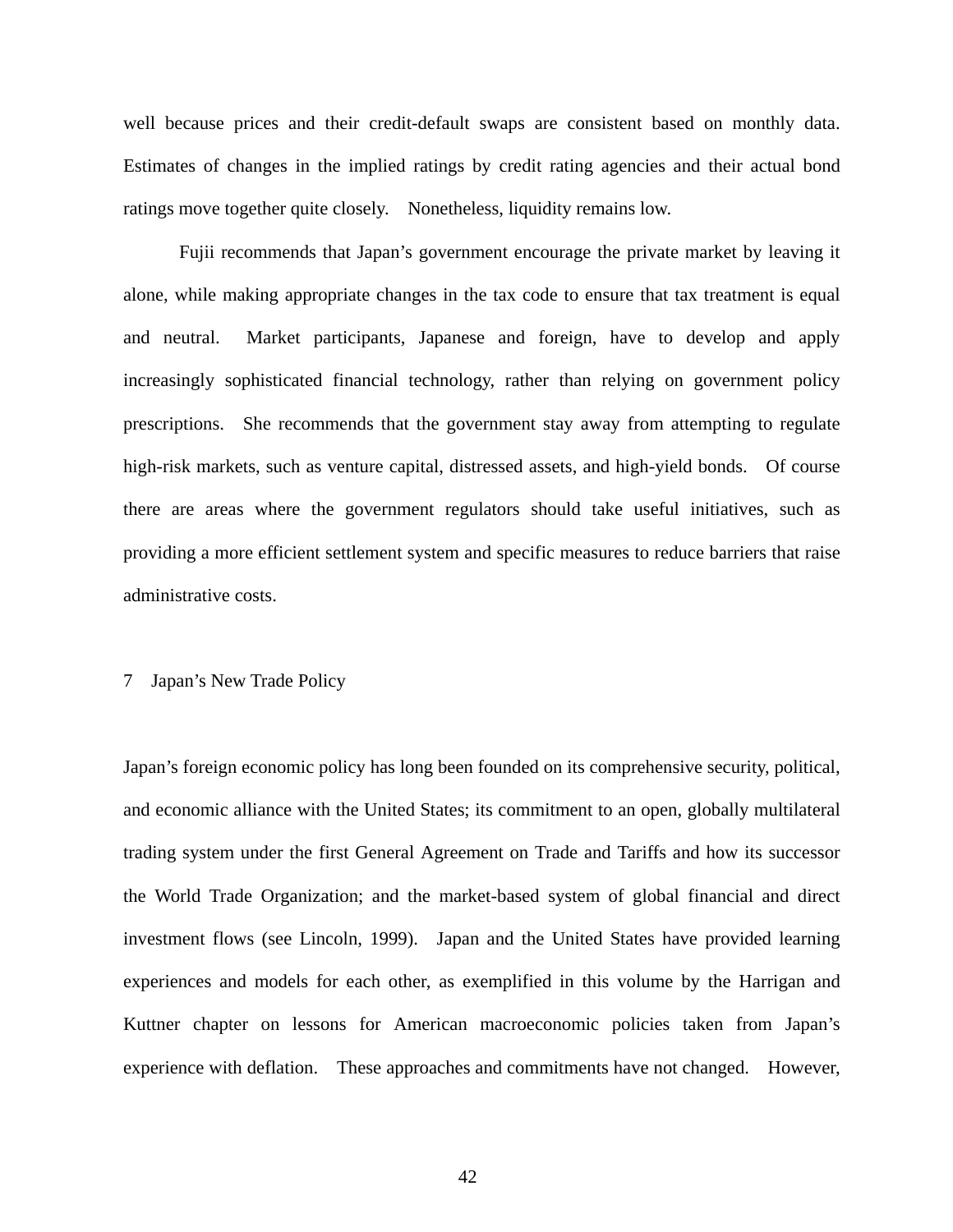well because prices and their credit-default swaps are consistent based on monthly data. Estimates of changes in the implied ratings by credit rating agencies and their actual bond ratings move together quite closely. Nonetheless, liquidity remains low.

Fujii recommends that Japan's government encourage the private market by leaving it alone, while making appropriate changes in the tax code to ensure that tax treatment is equal and neutral. Market participants, Japanese and foreign, have to develop and apply increasingly sophisticated financial technology, rather than relying on government policy prescriptions. She recommends that the government stay away from attempting to regulate high-risk markets, such as venture capital, distressed assets, and high-yield bonds. Of course there are areas where the government regulators should take useful initiatives, such as providing a more efficient settlement system and specific measures to reduce barriers that raise administrative costs.

## 7 Japan's New Trade Policy

Japan's foreign economic policy has long been founded on its comprehensive security, political, and economic alliance with the United States; its commitment to an open, globally multilateral trading system under the first General Agreement on Trade and Tariffs and how its successor the World Trade Organization; and the market-based system of global financial and direct investment flows (see Lincoln, 1999). Japan and the United States have provided learning experiences and models for each other, as exemplified in this volume by the Harrigan and Kuttner chapter on lessons for American macroeconomic policies taken from Japan's experience with deflation. These approaches and commitments have not changed. However,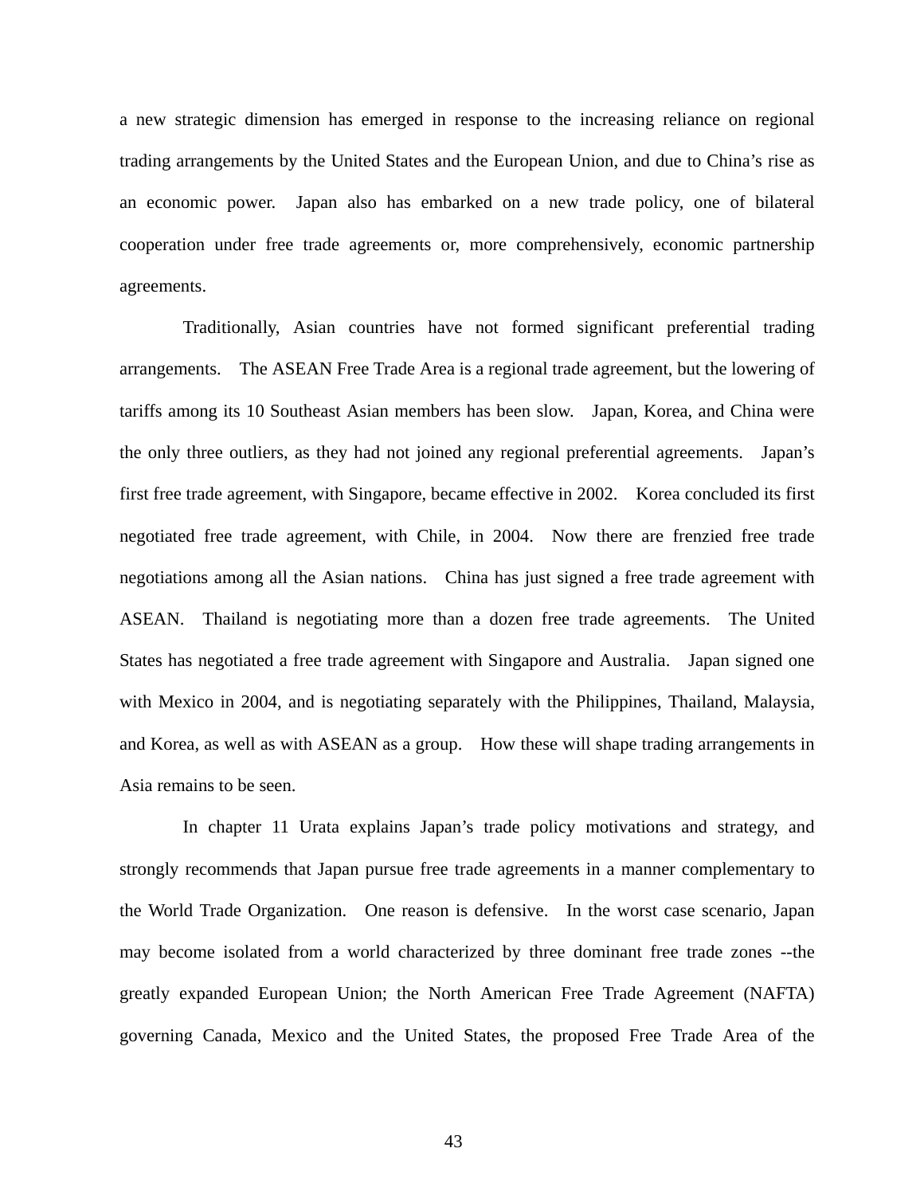a new strategic dimension has emerged in response to the increasing reliance on regional trading arrangements by the United States and the European Union, and due to China's rise as an economic power. Japan also has embarked on a new trade policy, one of bilateral cooperation under free trade agreements or, more comprehensively, economic partnership agreements.

Traditionally, Asian countries have not formed significant preferential trading arrangements. The ASEAN Free Trade Area is a regional trade agreement, but the lowering of tariffs among its 10 Southeast Asian members has been slow. Japan, Korea, and China were the only three outliers, as they had not joined any regional preferential agreements. Japan's first free trade agreement, with Singapore, became effective in 2002. Korea concluded its first negotiated free trade agreement, with Chile, in 2004. Now there are frenzied free trade negotiations among all the Asian nations. China has just signed a free trade agreement with ASEAN. Thailand is negotiating more than a dozen free trade agreements. The United States has negotiated a free trade agreement with Singapore and Australia. Japan signed one with Mexico in 2004, and is negotiating separately with the Philippines, Thailand, Malaysia, and Korea, as well as with ASEAN as a group. How these will shape trading arrangements in Asia remains to be seen.

In chapter 11 Urata explains Japan's trade policy motivations and strategy, and strongly recommends that Japan pursue free trade agreements in a manner complementary to the World Trade Organization. One reason is defensive. In the worst case scenario, Japan may become isolated from a world characterized by three dominant free trade zones --the greatly expanded European Union; the North American Free Trade Agreement (NAFTA) governing Canada, Mexico and the United States, the proposed Free Trade Area of the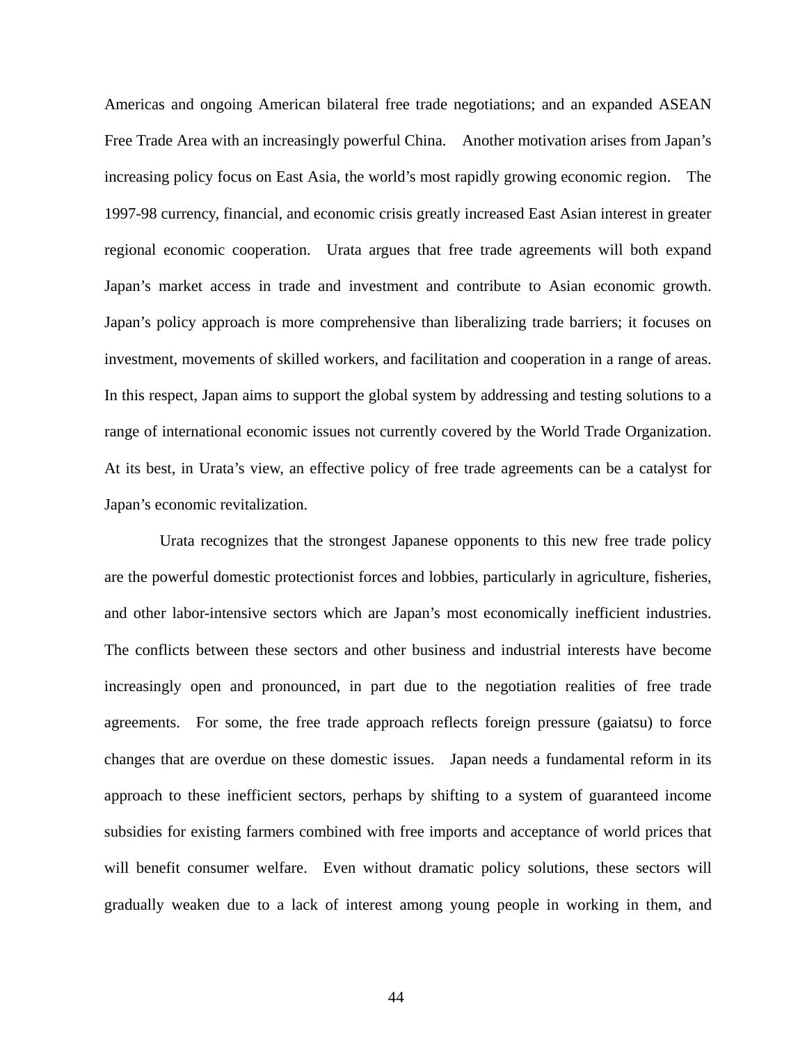Americas and ongoing American bilateral free trade negotiations; and an expanded ASEAN Free Trade Area with an increasingly powerful China. Another motivation arises from Japan's increasing policy focus on East Asia, the world's most rapidly growing economic region. The 1997-98 currency, financial, and economic crisis greatly increased East Asian interest in greater regional economic cooperation. Urata argues that free trade agreements will both expand Japan's market access in trade and investment and contribute to Asian economic growth. Japan's policy approach is more comprehensive than liberalizing trade barriers; it focuses on investment, movements of skilled workers, and facilitation and cooperation in a range of areas. In this respect, Japan aims to support the global system by addressing and testing solutions to a range of international economic issues not currently covered by the World Trade Organization. At its best, in Urata's view, an effective policy of free trade agreements can be a catalyst for Japan's economic revitalization.

Urata recognizes that the strongest Japanese opponents to this new free trade policy are the powerful domestic protectionist forces and lobbies, particularly in agriculture, fisheries, and other labor-intensive sectors which are Japan's most economically inefficient industries. The conflicts between these sectors and other business and industrial interests have become increasingly open and pronounced, in part due to the negotiation realities of free trade agreements. For some, the free trade approach reflects foreign pressure (gaiatsu) to force changes that are overdue on these domestic issues. Japan needs a fundamental reform in its approach to these inefficient sectors, perhaps by shifting to a system of guaranteed income subsidies for existing farmers combined with free imports and acceptance of world prices that will benefit consumer welfare. Even without dramatic policy solutions, these sectors will gradually weaken due to a lack of interest among young people in working in them, and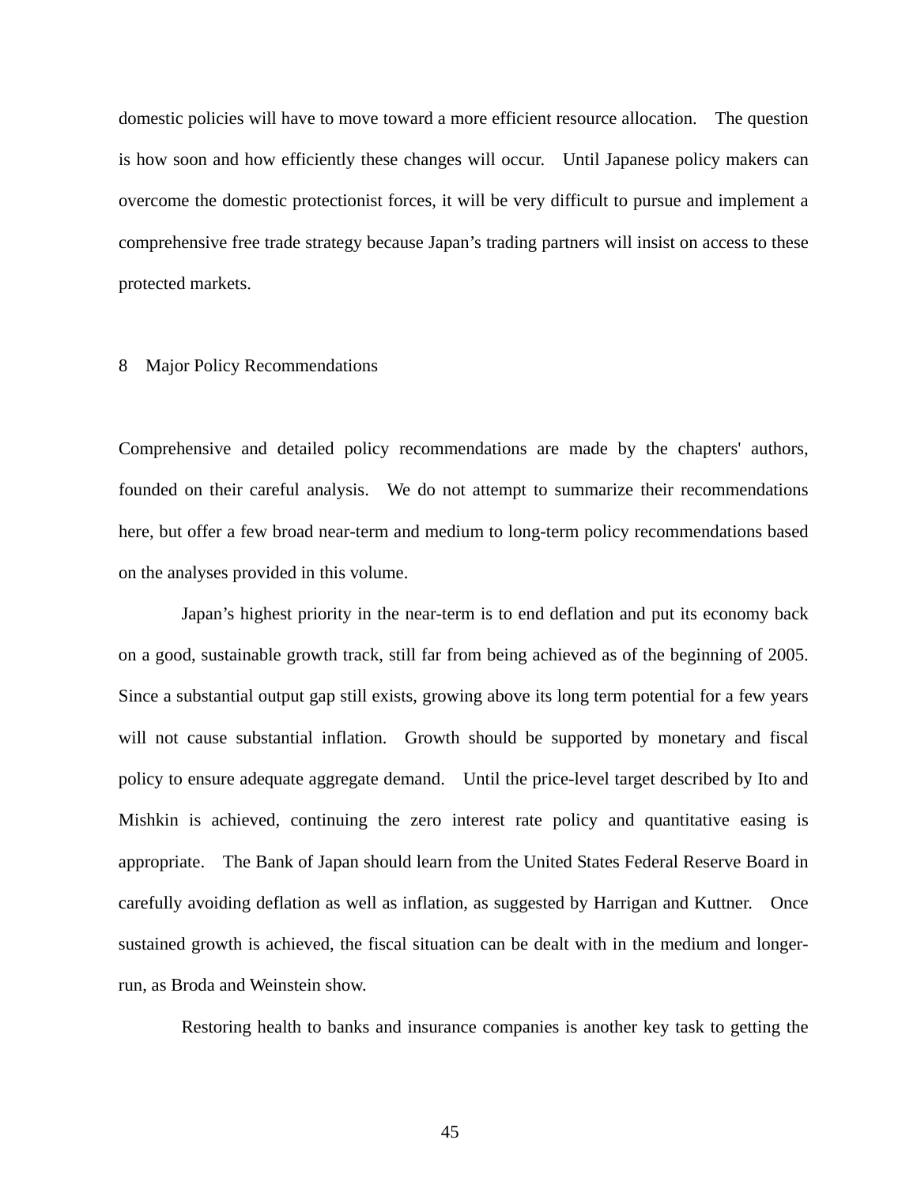domestic policies will have to move toward a more efficient resource allocation. The question is how soon and how efficiently these changes will occur. Until Japanese policy makers can overcome the domestic protectionist forces, it will be very difficult to pursue and implement a comprehensive free trade strategy because Japan's trading partners will insist on access to these protected markets.

## 8 Major Policy Recommendations

Comprehensive and detailed policy recommendations are made by the chapters' authors, founded on their careful analysis. We do not attempt to summarize their recommendations here, but offer a few broad near-term and medium to long-term policy recommendations based on the analyses provided in this volume.

Japan's highest priority in the near-term is to end deflation and put its economy back on a good, sustainable growth track, still far from being achieved as of the beginning of 2005. Since a substantial output gap still exists, growing above its long term potential for a few years will not cause substantial inflation. Growth should be supported by monetary and fiscal policy to ensure adequate aggregate demand. Until the price-level target described by Ito and Mishkin is achieved, continuing the zero interest rate policy and quantitative easing is appropriate. The Bank of Japan should learn from the United States Federal Reserve Board in carefully avoiding deflation as well as inflation, as suggested by Harrigan and Kuttner. Once sustained growth is achieved, the fiscal situation can be dealt with in the medium and longer-run, as Broda and Weinstein show.

Restoring health to banks and insurance companies is another key task to getting the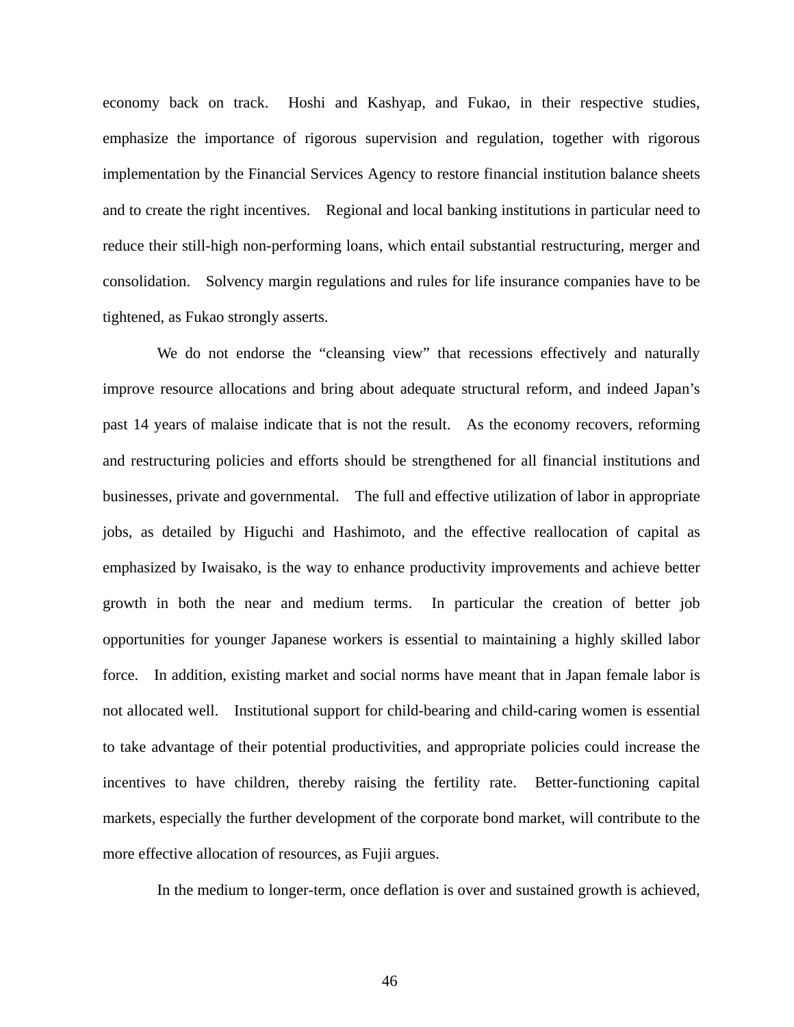economy back on track. Hoshi and Kashyap, and Fukao, in their respective studies, emphasize the importance of rigorous supervision and regulation, together with rigorous implementation by the Financial Services Agency to restore financial institution balance sheets and to create the right incentives. Regional and local banking institutions in particular need to reduce their still-high non-performing loans, which entail substantial restructuring, merger and consolidation. Solvency margin regulations and rules for life insurance companies have to be tightened, as Fukao strongly asserts.

We do not endorse the "cleansing view" that recessions effectively and naturally improve resource allocations and bring about adequate structural reform, and indeed Japan's past 14 years of malaise indicate that is not the result. As the economy recovers, reforming and restructuring policies and efforts should be strengthened for all financial institutions and businesses, private and governmental. The full and effective utilization of labor in appropriate jobs, as detailed by Higuchi and Hashimoto, and the effective reallocation of capital as emphasized by Iwaisako, is the way to enhance productivity improvements and achieve better growth in both the near and medium terms. In particular the creation of better job opportunities for younger Japanese workers is essential to maintaining a highly skilled labor force. In addition, existing market and social norms have meant that in Japan female labor is not allocated well. Institutional support for child-bearing and child-caring women is essential to take advantage of their potential productivities, and appropriate policies could increase the incentives to have children, thereby raising the fertility rate. Better-functioning capital markets, especially the further development of the corporate bond market, will contribute to the more effective allocation of resources, as Fujii argues.

In the medium to longer-term, once deflation is over and sustained growth is achieved,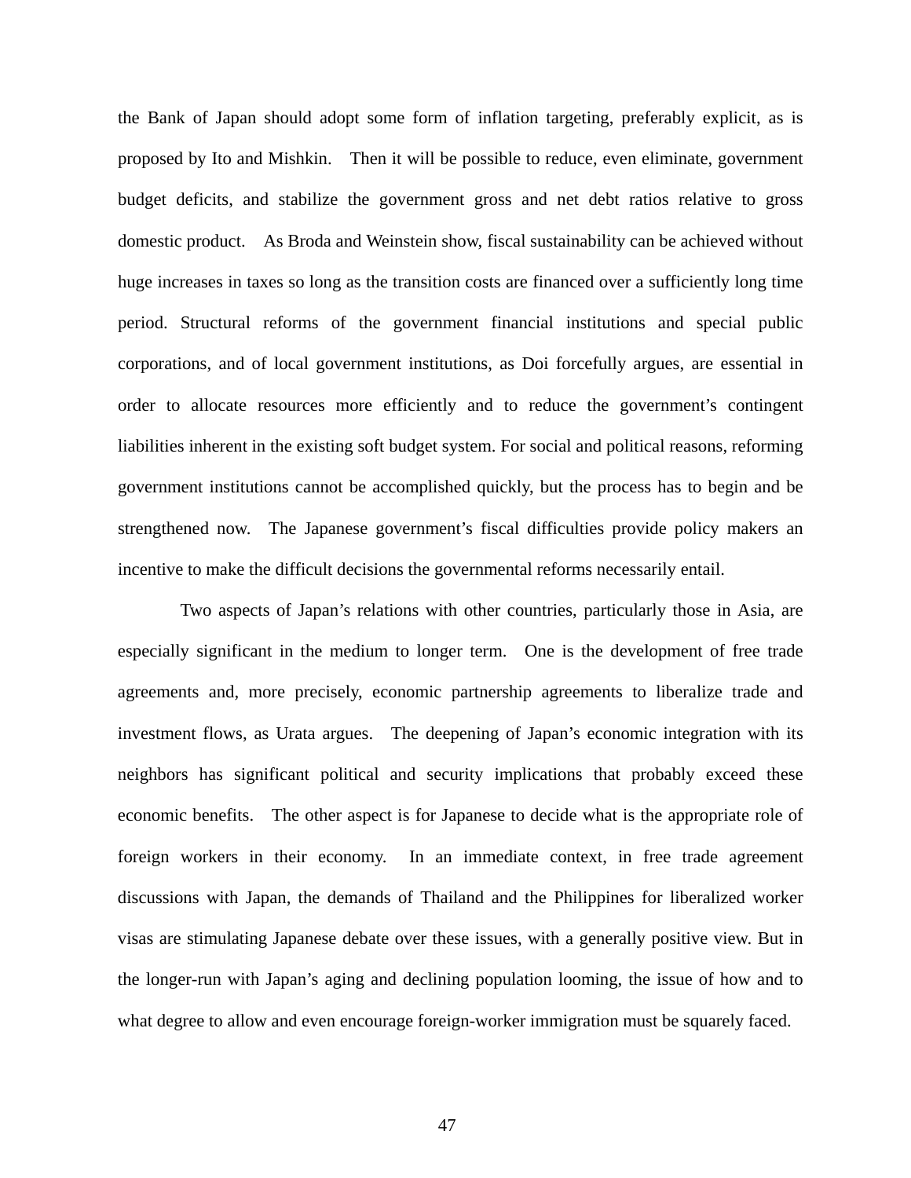the Bank of Japan should adopt some form of inflation targeting, preferably explicit, as is proposed by Ito and Mishkin. Then it will be possible to reduce, even eliminate, government budget deficits, and stabilize the government gross and net debt ratios relative to gross domestic product. As Broda and Weinstein show, fiscal sustainability can be achieved without huge increases in taxes so long as the transition costs are financed over a sufficiently long time period. Structural reforms of the government financial institutions and special public corporations, and of local government institutions, as Doi forcefully argues, are essential in order to allocate resources more efficiently and to reduce the government's contingent liabilities inherent in the existing soft budget system. For social and political reasons, reforming government institutions cannot be accomplished quickly, but the process has to begin and be strengthened now. The Japanese government's fiscal difficulties provide policy makers an incentive to make the difficult decisions the governmental reforms necessarily entail.

Two aspects of Japan's relations with other countries, particularly those in Asia, are especially significant in the medium to longer term. One is the development of free trade agreements and, more precisely, economic partnership agreements to liberalize trade and investment flows, as Urata argues. The deepening of Japan's economic integration with its neighbors has significant political and security implications that probably exceed these economic benefits. The other aspect is for Japanese to decide what is the appropriate role of foreign workers in their economy. In an immediate context, in free trade agreement discussions with Japan, the demands of Thailand and the Philippines for liberalized worker visas are stimulating Japanese debate over these issues, with a generally positive view. But in the longer-run with Japan's aging and declining population looming, the issue of how and to what degree to allow and even encourage foreign-worker immigration must be squarely faced.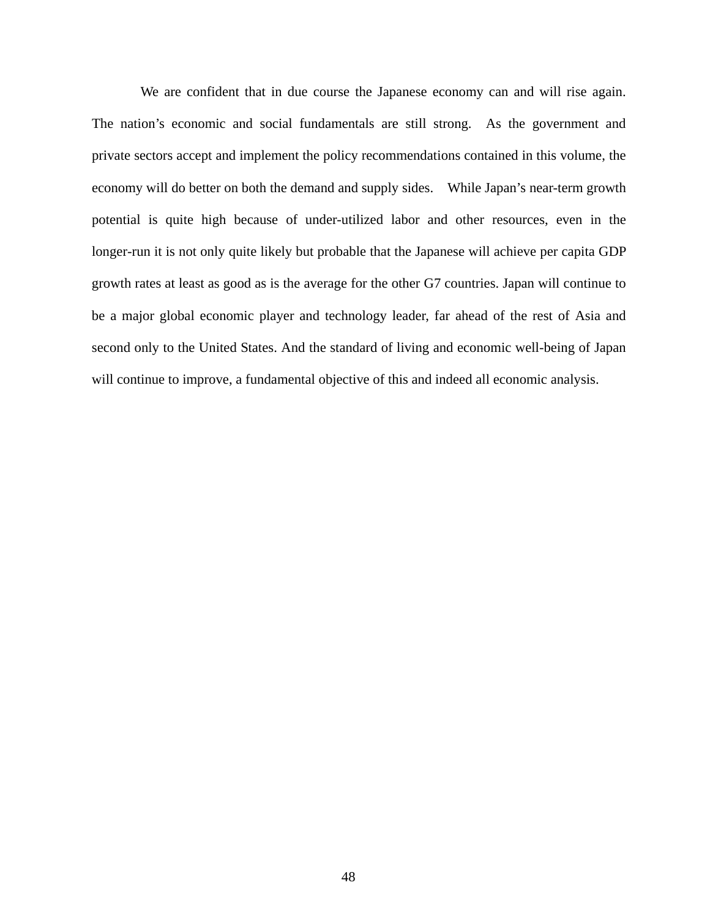We are confident that in due course the Japanese economy can and will rise again. The nation's economic and social fundamentals are still strong. As the government and private sectors accept and implement the policy recommendations contained in this volume, the economy will do better on both the demand and supply sides. While Japan's near-term growth potential is quite high because of under-utilized labor and other resources, even in the longer-run it is not only quite likely but probable that the Japanese will achieve per capita GDP growth rates at least as good as is the average for the other G7 countries. Japan will continue to be a major global economic player and technology leader, far ahead of the rest of Asia and second only to the United States. And the standard of living and economic well-being of Japan will continue to improve, a fundamental objective of this and indeed all economic analysis.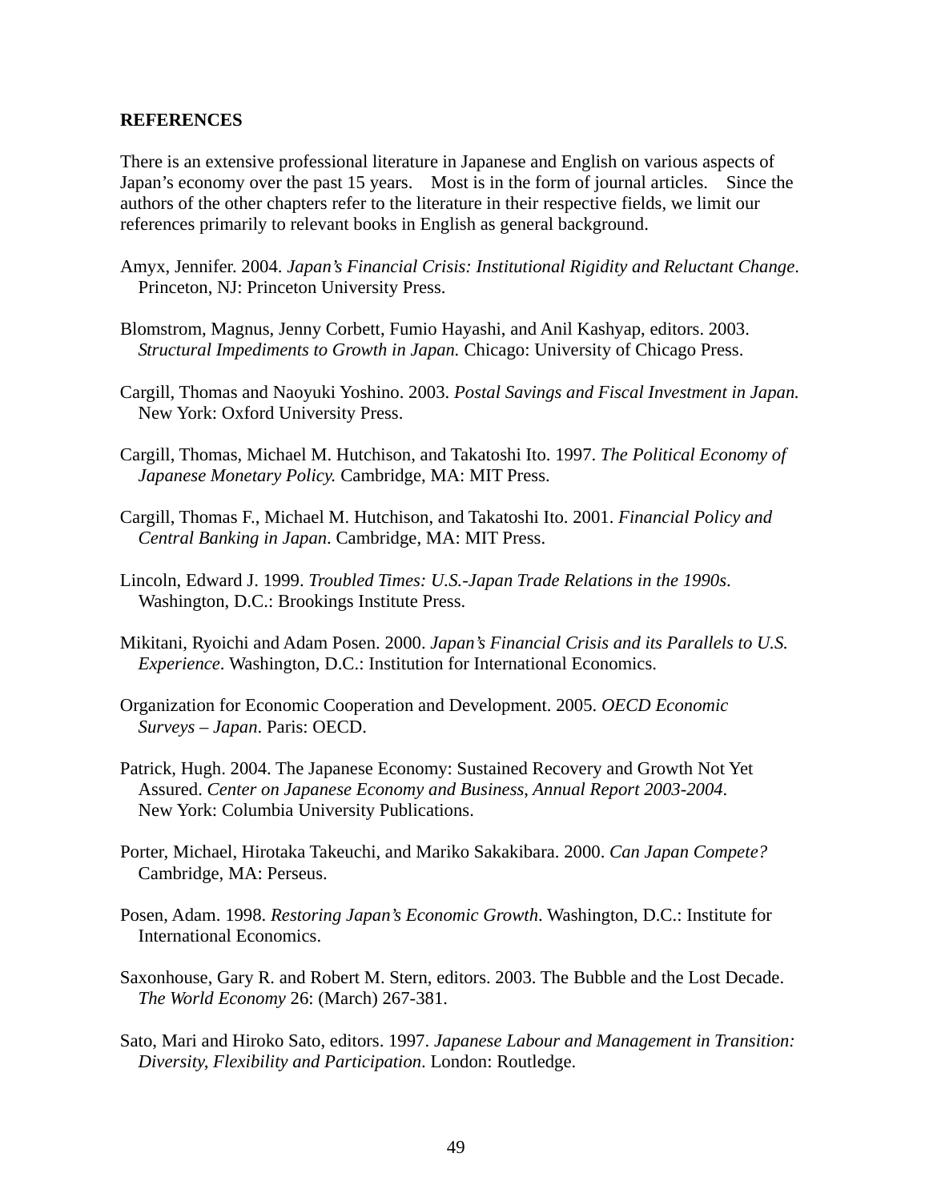**REFERENCES**

There is an extensive professional literature in Japanese and English on various aspects of Japan's economy over the past 15 years. Most is in the form of journal articles. Since the authors of the other chapters refer to the literature in their respective fields, we limit our references primarily to relevant books in English as general background.

Amyx, Jennifer. 2004. *Japan's Financial Crisis: Institutional Rigidity and Reluctant Change*. Princeton, NJ: Princeton University Press.

Blomstrom, Magnus, Jenny Corbett, Fumio Hayashi, and Anil Kashyap, editors. 2003. *Structural Impediments to Growth in Japan.* Chicago: University of Chicago Press.

Cargill, Thomas and Naoyuki Yoshino. 2003. *Postal Savings and Fiscal Investment in Japan.* New York: Oxford University Press.

Cargill, Thomas, Michael M. Hutchison, and Takatoshi Ito. 1997. *The Political Economy of Japanese Monetary Policy.* Cambridge, MA: MIT Press.

Cargill, Thomas F., Michael M. Hutchison, and Takatoshi Ito. 2001. *Financial Policy and Central Banking in Japan*. Cambridge, MA: MIT Press.

Lincoln, Edward J. 1999. *Troubled Times: U.S.-Japan Trade Relations in the 1990s*. Washington, D.C.: Brookings Institute Press.

Mikitani, Ryoichi and Adam Posen. 2000. *Japan's Financial Crisis and its Parallels to U.S. Experience*. Washington, D.C.: Institution for International Economics.

Organization for Economic Cooperation and Development. 2005. *OECD Economic Surveys – Japan*. Paris: OECD.

Patrick, Hugh. 2004. The Japanese Economy: Sustained Recovery and Growth Not Yet Assured. *Center on Japanese Economy and Business, Annual Report 2003-2004*. New York: Columbia University Publications.

Porter, Michael, Hirotaka Takeuchi, and Mariko Sakakibara. 2000. *Can Japan Compete?* Cambridge, MA: Perseus.

Posen, Adam. 1998. *Restoring Japan's Economic Growth*. Washington, D.C.: Institute for International Economics.

Saxonhouse, Gary R. and Robert M. Stern, editors. 2003. The Bubble and the Lost Decade. *The World Economy* 26: (March) 267-381.

Sato, Mari and Hiroko Sato, editors. 1997. *Japanese Labour and Management in Transition: Diversity, Flexibility and Participation*. London: Routledge.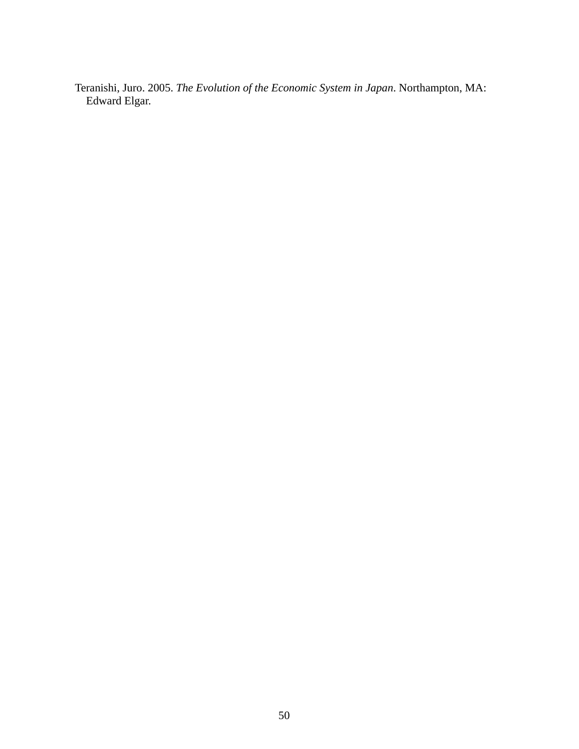Teranishi, Juro. 2005. *The Evolution of the Economic System in Japan*. Northampton, MA: Edward Elgar.